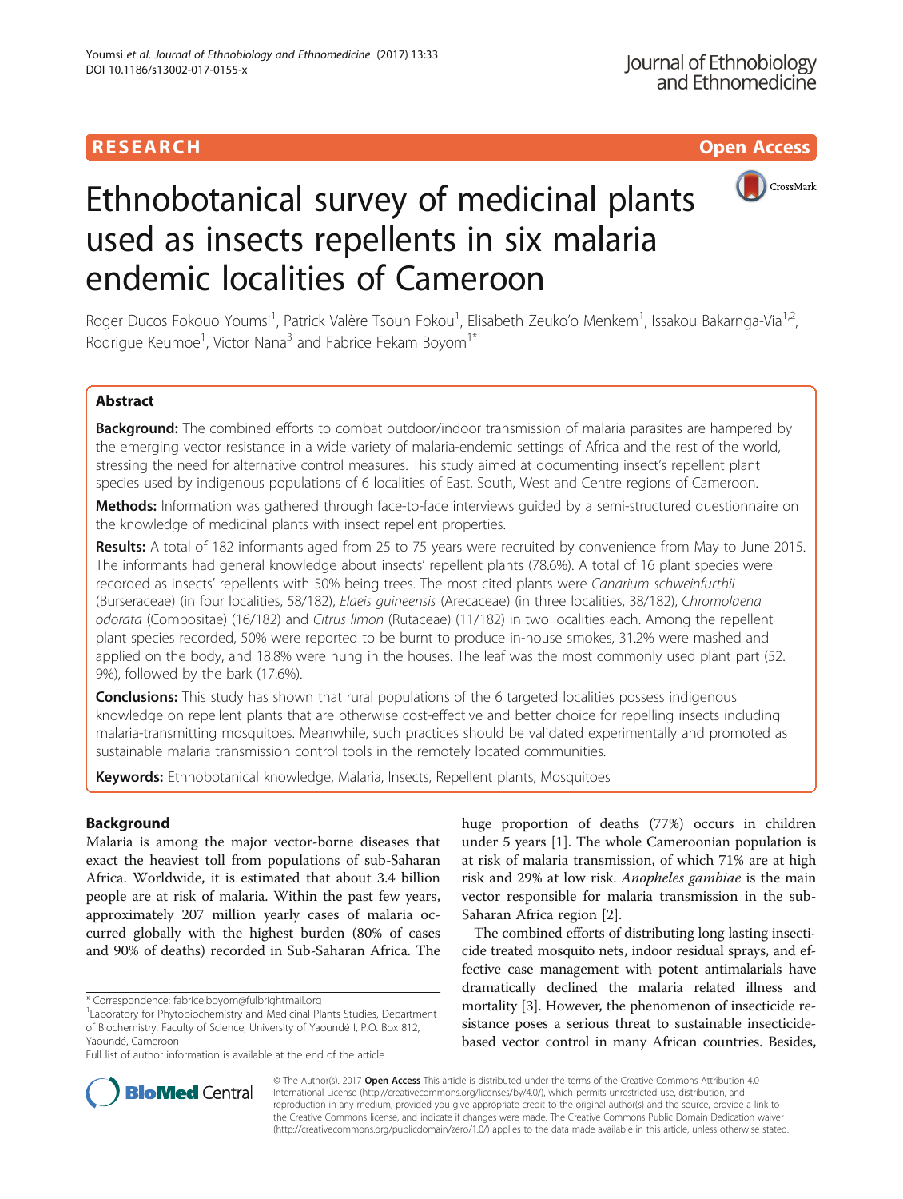RESEARCH | Open Access

# Ethnobotanical survey of medicinal plants used as insects repellents in six malaria endemic localities of Cameroon

Roger Ducos Fokouo Youmsi[1], Patrick Valère Tsouh Fokou[1], Elisabeth Zeuko'o Menkem[1], Issakou Bakarnga-Via[1,2], Rodrigue Keumoe[1], Victor Nana[3] and Fabrice Fekam Boyom[1*]

## Abstract

**Background:** The combined efforts to combat outdoor/indoor transmission of malaria parasites are hampered by the emerging vector resistance in a wide variety of malaria-endemic settings of Africa and the rest of the world, stressing the need for alternative control measures. This study aimed at documenting insect's repellent plant species used by indigenous populations of 6 localities of East, South, West and Centre regions of Cameroon.

**Methods:** Information was gathered through face-to-face interviews guided by a semi-structured questionnaire on the knowledge of medicinal plants with insect repellent properties.

**Results:** A total of 182 informants aged from 25 to 75 years were recruited by convenience from May to June 2015. The informants had general knowledge about insects' repellent plants (78.6%). A total of 16 plant species were recorded as insects' repellents with 50% being trees. The most cited plants were *Canarium schweinfurthii* (Burseraceae) (in four localities, 58/182), *Elaeis guineensis* (Arecaceae) (in three localities, 38/182), *Chromolaena odorata* (Compositae) (16/182) and *Citrus limon* (Rutaceae) (11/182) in two localities each. Among the repellent plant species recorded, 50% were reported to be burnt to produce in-house smokes, 31.2% were mashed and applied on the body, and 18.8% were hung in the houses. The leaf was the most commonly used plant part (52.9%), followed by the bark (17.6%).

**Conclusions:** This study has shown that rural populations of the 6 targeted localities possess indigenous knowledge on repellent plants that are otherwise cost-effective and better choice for repelling insects including malaria-transmitting mosquitoes. Meanwhile, such practices should be validated experimentally and promoted as sustainable malaria transmission control tools in the remotely located communities.

**Keywords:** Ethnobotanical knowledge, Malaria, Insects, Repellent plants, Mosquitoes

## Background

Malaria is among the major vector-borne diseases that exact the heaviest toll from populations of sub-Saharan Africa. Worldwide, it is estimated that about 3.4 billion people are at risk of malaria. Within the past few years, approximately 207 million yearly cases of malaria occurred globally with the highest burden (80% of cases and 90% of deaths) recorded in Sub-Saharan Africa. The huge proportion of deaths (77%) occurs in children under 5 years [1]. The whole Cameroonian population is at risk of malaria transmission, of which 71% are at high risk and 29% at low risk. *Anopheles gambiae* is the main vector responsible for malaria transmission in the sub-Saharan Africa region [2].

The combined efforts of distributing long lasting insecticide treated mosquito nets, indoor residual sprays, and effective case management with potent antimalarials have dramatically declined the malaria related illness and mortality [3]. However, the phenomenon of insecticide resistance poses a serious threat to sustainable insecticide-based vector control in many African countries. Besides,

\* Correspondence: fabrice.boyom@fulbrightmail.org
[1]Laboratory for Phytobiochemistry and Medicinal Plants Studies, Department of Biochemistry, Faculty of Science, University of Yaoundé I, P.O. Box 812, Yaoundé, Cameroon
Full list of author information is available at the end of the article

© The Author(s). 2017 **Open Access** This article is distributed under the terms of the Creative Commons Attribution 4.0 International License (http://creativecommons.org/licenses/by/4.0/), which permits unrestricted use, distribution, and reproduction in any medium, provided you give appropriate credit to the original author(s) and the source, provide a link to the Creative Commons license, and indicate if changes were made. The Creative Commons Public Domain Dedication waiver (http://creativecommons.org/publicdomain/zero/1.0/) applies to the data made available in this article, unless otherwise stated.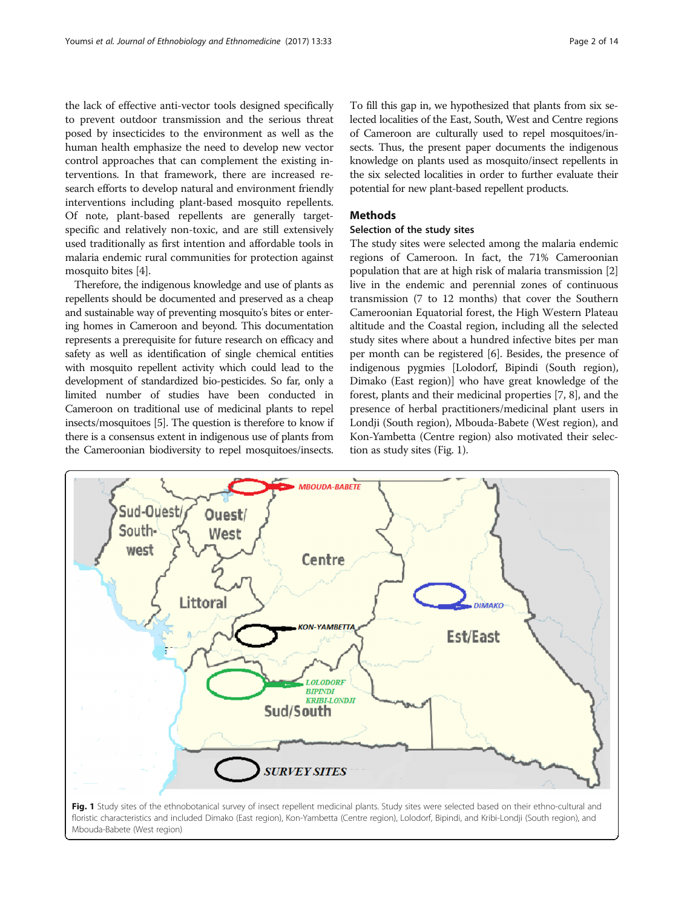the lack of effective anti-vector tools designed specifically to prevent outdoor transmission and the serious threat posed by insecticides to the environment as well as the human health emphasize the need to develop new vector control approaches that can complement the existing interventions. In that framework, there are increased research efforts to develop natural and environment friendly interventions including plant-based mosquito repellents. Of note, plant-based repellents are generally target-specific and relatively non-toxic, and are still extensively used traditionally as first intention and affordable tools in malaria endemic rural communities for protection against mosquito bites [4].

Therefore, the indigenous knowledge and use of plants as repellents should be documented and preserved as a cheap and sustainable way of preventing mosquito's bites or entering homes in Cameroon and beyond. This documentation represents a prerequisite for future research on efficacy and safety as well as identification of single chemical entities with mosquito repellent activity which could lead to the development of standardized bio-pesticides. So far, only a limited number of studies have been conducted in Cameroon on traditional use of medicinal plants to repel insects/mosquitoes [5]. The question is therefore to know if there is a consensus extent in indigenous use of plants from the Cameroonian biodiversity to repel mosquitoes/insects. To fill this gap in, we hypothesized that plants from six selected localities of the East, South, West and Centre regions of Cameroon are culturally used to repel mosquitoes/insects. Thus, the present paper documents the indigenous knowledge on plants used as mosquito/insect repellents in the six selected localities in order to further evaluate their potential for new plant-based repellent products.

## Methods

### Selection of the study sites

The study sites were selected among the malaria endemic regions of Cameroon. In fact, the 71% Cameroonian population that are at high risk of malaria transmission [2] live in the endemic and perennial zones of continuous transmission (7 to 12 months) that cover the Southern Cameroonian Equatorial forest, the High Western Plateau altitude and the Coastal region, including all the selected study sites where about a hundred infective bites per man per month can be registered [6]. Besides, the presence of indigenous pygmies [Lolodorf, Bipindi (South region), Dimako (East region)] who have great knowledge of the forest, plants and their medicinal properties [7, 8], and the presence of herbal practitioners/medicinal plant users in Londji (South region), Mbouda-Babete (West region), and Kon-Yambetta (Centre region) also motivated their selection as study sites (Fig. 1).

**Fig. 1** Study sites of the ethnobotanical survey of insect repellent medicinal plants. Study sites were selected based on their ethno-cultural and floristic characteristics and included Dimako (East region), Kon-Yambetta (Centre region), Lolodorf, Bipindi, and Kribi-Londji (South region), and Mbouda-Babete (West region)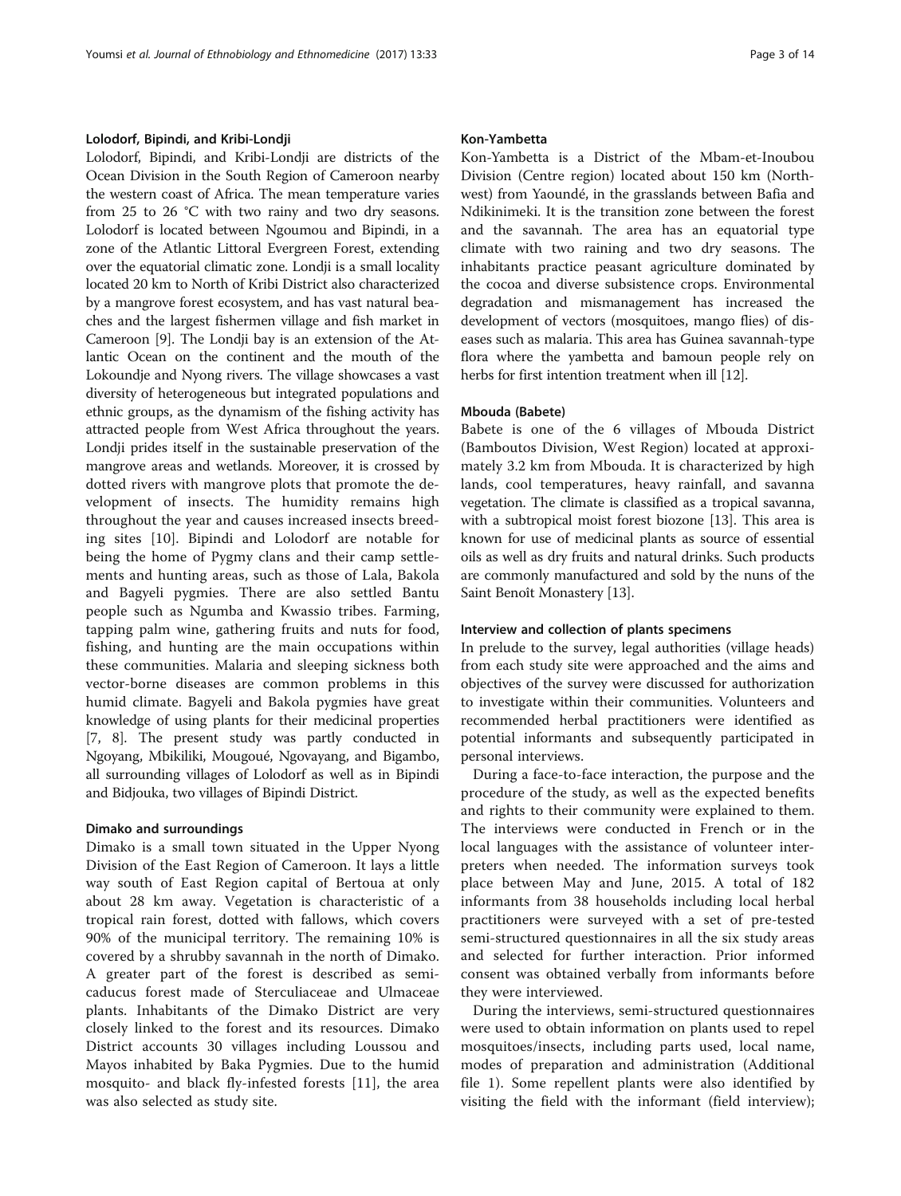### Lolodorf, Bipindi, and Kribi-Londji

Lolodorf, Bipindi, and Kribi-Londji are districts of the Ocean Division in the South Region of Cameroon nearby the western coast of Africa. The mean temperature varies from 25 to 26 °C with two rainy and two dry seasons. Lolodorf is located between Ngoumou and Bipindi, in a zone of the Atlantic Littoral Evergreen Forest, extending over the equatorial climatic zone. Londji is a small locality located 20 km to North of Kribi District also characterized by a mangrove forest ecosystem, and has vast natural beaches and the largest fishermen village and fish market in Cameroon [9]. The Londji bay is an extension of the Atlantic Ocean on the continent and the mouth of the Lokoundje and Nyong rivers. The village showcases a vast diversity of heterogeneous but integrated populations and ethnic groups, as the dynamism of the fishing activity has attracted people from West Africa throughout the years. Londji prides itself in the sustainable preservation of the mangrove areas and wetlands. Moreover, it is crossed by dotted rivers with mangrove plots that promote the development of insects. The humidity remains high throughout the year and causes increased insects breeding sites [10]. Bipindi and Lolodorf are notable for being the home of Pygmy clans and their camp settlements and hunting areas, such as those of Lala, Bakola and Bagyeli pygmies. There are also settled Bantu people such as Ngumba and Kwassio tribes. Farming, tapping palm wine, gathering fruits and nuts for food, fishing, and hunting are the main occupations within these communities. Malaria and sleeping sickness both vector-borne diseases are common problems in this humid climate. Bagyeli and Bakola pygmies have great knowledge of using plants for their medicinal properties [7, 8]. The present study was partly conducted in Ngoyang, Mbikiliki, Mougoué, Ngovayang, and Bigambo, all surrounding villages of Lolodorf as well as in Bipindi and Bidjouka, two villages of Bipindi District.

### Dimako and surroundings

Dimako is a small town situated in the Upper Nyong Division of the East Region of Cameroon. It lays a little way south of East Region capital of Bertoua at only about 28 km away. Vegetation is characteristic of a tropical rain forest, dotted with fallows, which covers 90% of the municipal territory. The remaining 10% is covered by a shrubby savannah in the north of Dimako. A greater part of the forest is described as semi-caducus forest made of Sterculiaceae and Ulmaceae plants. Inhabitants of the Dimako District are very closely linked to the forest and its resources. Dimako District accounts 30 villages including Loussou and Mayos inhabited by Baka Pygmies. Due to the humid mosquito- and black fly-infested forests [11], the area was also selected as study site.

### Kon-Yambetta

Kon-Yambetta is a District of the Mbam-et-Inoubou Division (Centre region) located about 150 km (North-west) from Yaoundé, in the grasslands between Bafia and Ndikinimeki. It is the transition zone between the forest and the savannah. The area has an equatorial type climate with two raining and two dry seasons. The inhabitants practice peasant agriculture dominated by the cocoa and diverse subsistence crops. Environmental degradation and mismanagement has increased the development of vectors (mosquitoes, mango flies) of diseases such as malaria. This area has Guinea savannah-type flora where the yambetta and bamoun people rely on herbs for first intention treatment when ill [12].

### Mbouda (Babete)

Babete is one of the 6 villages of Mbouda District (Bamboutos Division, West Region) located at approximately 3.2 km from Mbouda. It is characterized by high lands, cool temperatures, heavy rainfall, and savanna vegetation. The climate is classified as a tropical savanna, with a subtropical moist forest biozone [13]. This area is known for use of medicinal plants as source of essential oils as well as dry fruits and natural drinks. Such products are commonly manufactured and sold by the nuns of the Saint Benoît Monastery [13].

### Interview and collection of plants specimens

In prelude to the survey, legal authorities (village heads) from each study site were approached and the aims and objectives of the survey were discussed for authorization to investigate within their communities. Volunteers and recommended herbal practitioners were identified as potential informants and subsequently participated in personal interviews.

During a face-to-face interaction, the purpose and the procedure of the study, as well as the expected benefits and rights to their community were explained to them. The interviews were conducted in French or in the local languages with the assistance of volunteer interpreters when needed. The information surveys took place between May and June, 2015. A total of 182 informants from 38 households including local herbal practitioners were surveyed with a set of pre-tested semi-structured questionnaires in all the six study areas and selected for further interaction. Prior informed consent was obtained verbally from informants before they were interviewed.

During the interviews, semi-structured questionnaires were used to obtain information on plants used to repel mosquitoes/insects, including parts used, local name, modes of preparation and administration (Additional file 1). Some repellent plants were also identified by visiting the field with the informant (field interview);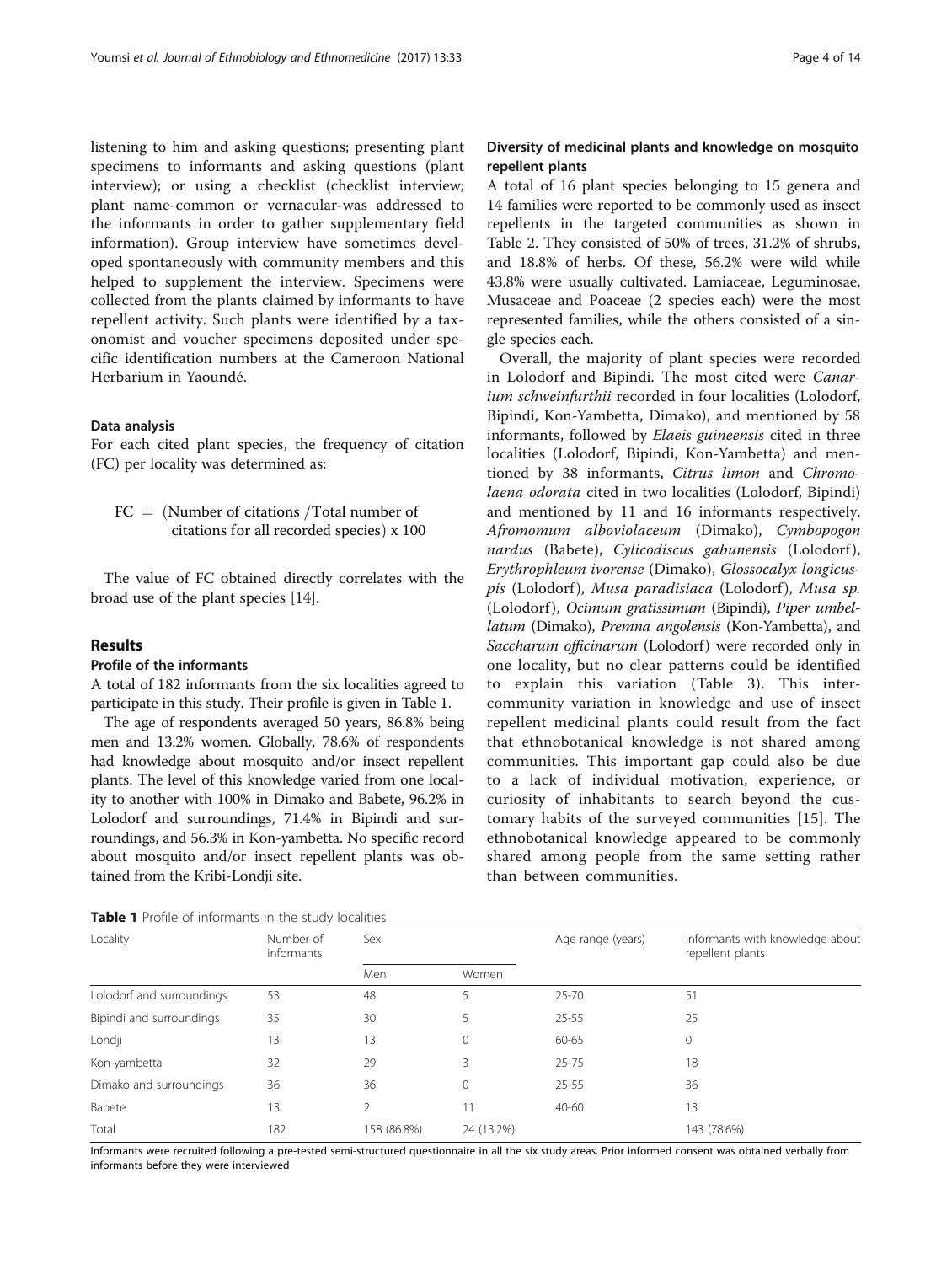listening to him and asking questions; presenting plant specimens to informants and asking questions (plant interview); or using a checklist (checklist interview; plant name-common or vernacular-was addressed to the informants in order to gather supplementary field information). Group interview have sometimes developed spontaneously with community members and this helped to supplement the interview. Specimens were collected from the plants claimed by informants to have repellent activity. Such plants were identified by a taxonomist and voucher specimens deposited under specific identification numbers at the Cameroon National Herbarium in Yaoundé.

### Data analysis

For each cited plant species, the frequency of citation (FC) per locality was determined as:

$$FC = (\text{Number of citations} / \text{Total number of citations for all recorded species}) \times 100$$

The value of FC obtained directly correlates with the broad use of the plant species [14].

## Results

### Profile of the informants

A total of 182 informants from the six localities agreed to participate in this study. Their profile is given in Table 1.

The age of respondents averaged 50 years, 86.8% being men and 13.2% women. Globally, 78.6% of respondents had knowledge about mosquito and/or insect repellent plants. The level of this knowledge varied from one locality to another with 100% in Dimako and Babete, 96.2% in Lolodorf and surroundings, 71.4% in Bipindi and surroundings, and 56.3% in Kon-yambetta. No specific record about mosquito and/or insect repellent plants was obtained from the Kribi-Londji site.

### Diversity of medicinal plants and knowledge on mosquito repellent plants

A total of 16 plant species belonging to 15 genera and 14 families were reported to be commonly used as insect repellents in the targeted communities as shown in Table 2. They consisted of 50% of trees, 31.2% of shrubs, and 18.8% of herbs. Of these, 56.2% were wild while 43.8% were usually cultivated. Lamiaceae, Leguminosae, Musaceae and Poaceae (2 species each) were the most represented families, while the others consisted of a single species each.

Overall, the majority of plant species were recorded in Lolodorf and Bipindi. The most cited were *Canarium schweinfurthii* recorded in four localities (Lolodorf, Bipindi, Kon-Yambetta, Dimako), and mentioned by 58 informants, followed by *Elaeis guineensis* cited in three localities (Lolodorf, Bipindi, Kon-Yambetta) and mentioned by 38 informants, *Citrus limon* and *Chromolaena odorata* cited in two localities (Lolodorf, Bipindi) and mentioned by 11 and 16 informants respectively. *Afromomum alboviolaceum* (Dimako), *Cymbopogon nardus* (Babete), *Cylicodiscus gabunensis* (Lolodorf), *Erythrophleum ivorense* (Dimako), *Glossocalyx longicuspis* (Lolodorf), *Musa paradisiaca* (Lolodorf), *Musa sp.* (Lolodorf), *Ocimum gratissimum* (Bipindi), *Piper umbellatum* (Dimako), *Premna angolensis* (Kon-Yambetta), and *Saccharum officinarum* (Lolodorf) were recorded only in one locality, but no clear patterns could be identified to explain this variation (Table 3). This inter-community variation in knowledge and use of insect repellent medicinal plants could result from the fact that ethnobotanical knowledge is not shared among communities. This important gap could also be due to a lack of individual motivation, experience, or curiosity of inhabitants to search beyond the customary habits of the surveyed communities [15]. The ethnobotanical knowledge appeared to be commonly shared among people from the same setting rather than between communities.

**Table 1** Profile of informants in the study localities

| Locality | Number of informants | Sex | | Age range (years) | Informants with knowledge about repellent plants |
|---|---|---|---|---|---|
| | | Men | Women | | |
| Lolodorf and surroundings | 53 | 48 | 5 | 25-70 | 51 |
| Bipindi and surroundings | 35 | 30 | 5 | 25-55 | 25 |
| Londji | 13 | 13 | 0 | 60-65 | 0 |
| Kon-yambetta | 32 | 29 | 3 | 25-75 | 18 |
| Dimako and surroundings | 36 | 36 | 0 | 25-55 | 36 |
| Babete | 13 | 2 | 11 | 40-60 | 13 |
| Total | 182 | 158 (86.8%) | 24 (13.2%) | | 143 (78.6%) |

Informants were recruited following a pre-tested semi-structured questionnaire in all the six study areas. Prior informed consent was obtained verbally from informants before they were interviewed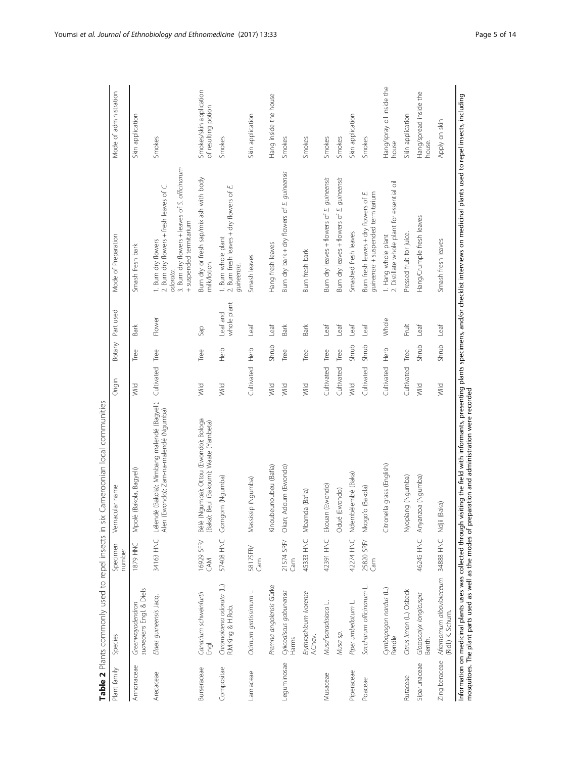**Table 2** Plants commonly used to repel insects in six Cameroonian local communities

| Plant family | Species | Specimen number | Vernacular name | Origin | Botany | Part used | Mode of Preparation | Mode of administration |
|---|---|---|---|---|---|---|---|---|
| Annonaceae | *Greenwayodendron suaveolens* Engl. & Diels | 1879 HNC | Mpolè (Bakola, Bagyeli) | Wild | Tree | Bark | Smash fresh bark | Skin application |
| Arecaceae | *Elaeis guineensis* Jacq. | 34163 HNC | Lélendé (Bakola); Mimbang malendé (Bagyeli); Alen (Ewondo); Zam-na-malendé (Ngumba) | Cultivated | Tree | Flower | 1. Burn dry flowers<br>2. Burn dry flowers + fresh leaves of *C. odorata*.<br>3. Burn dry flowers + leaves of *S. officinarum* + suspended termitarium | Smokes |
| Burseraceae | *Canarium schweinfurtii* Engl. | 16929 SFR/CAM | Bèlè (Ngumba); Ottou (Ewondo); Bologa (Baka); Beul (Bakoum); Waate (Yambeta) | Wild | Tree | Sap | Burn dry or fresh sap/mix ash with body milk/lotion. | Smokes/skin application of resulting potion |
| Compositae | *Chromolaena odorata* (L.) R.M.King & H.Rob. | 57408 HNC | Gomgom (Ngumba) | Wild | Herb | Leaf and whole plant | 1. Burn whole plant<br>2. Burn fresh leaves + dry flowers of *E. guineensis*. | Smokes |
| Lamiaceae | *Ocimum gratissimum* L. | 5817SFR/Cam | Massissip (Ngumba) | Cultivated | Herb | Leaf | Smash leaves | Skin application |
| | *Premna angolensis* Gürke | | Kinoubeunoubeu (Bafia) | Wild | Shrub | Leaf | Hang fresh leaves | Hang inside the house |
| Leguminosae | *Cylicodiscus gabunensis* Harms | 21574 SRF/Cam | Okan; Adoum (Ewondo) | Wild | Tree | Bark | Burn dry bark + dry flowers of *E. guineensis* | Smokes |
| | *Erythrophleum ivorense* A.Chev. | 45333 HNC | Mbanda (Bafia) | Wild | Tree | Bark | Burn fresh bark | Smokes |
| Musaceae | *Musa paradisiaca* L. | 42391 HNC | Ekouan (Ewondo) | Cultivated | Tree | Leaf | Burn dry leaves + flowers of *E. guineensis* | Smokes |
| | *Musa* sp. | | Odué (Ewondo) | Cultivated | Tree | Leaf | Burn dry leaves + flowers of *E. guineensis* | Smokes |
| Piperaceae | *Piper umbellatum* L. | 42274 HNC | Ndembèlembè (Baka) | Wild | Shrub | Leaf | Smashed fresh leaves | Skin application |
| Poaceae | *Saccharum officinarum* L. | 25820 SRF/Cam | Nkogo'o (Bakola) | Cultivated | Shrub | Leaf | Burn fresh leaves + dry flowers of *E. guineensis* + suspended termitarium | Smokes |
| | *Cymbopogon nardus* (L.) Rendle | | Citronella grass (English) | Cultivated | Herb | Whole | 1. Hang whole plant<br>2. Distillate whole plant for essential oil | Hang/spray oil inside the house |
| Rutaceae | *Citrus limon* (L.) Osbeck | | Nyopiang (Ngumba) | Cultivated | Tree | Fruit | Pressed fruit for juice. | Skin application |
| Siparunaceae | *Glossocalyx longicuspis* Benth. | 46245 HNC | Anyanzoa (Ngumba) | Wild | Shrub | Leaf | Hang/Crumple fresh leaves | Hang/spread inside the house. |
| Zingiberaceae | *Aframomum alboviolaceum* (Ridl.) K. Schum. | 34888 HNC | Ndjii (Baka) | Wild | Shrub | Leaf | Smash fresh leaves | Apply on skin |

Information on medicinal plants uses was collected through visiting the field with informants, presenting plants specimens, and/or checklist interviews on medicinal plants used to repel insects, including mosquitoes. The plant parts used as well as the modes of preparation and administration were recorded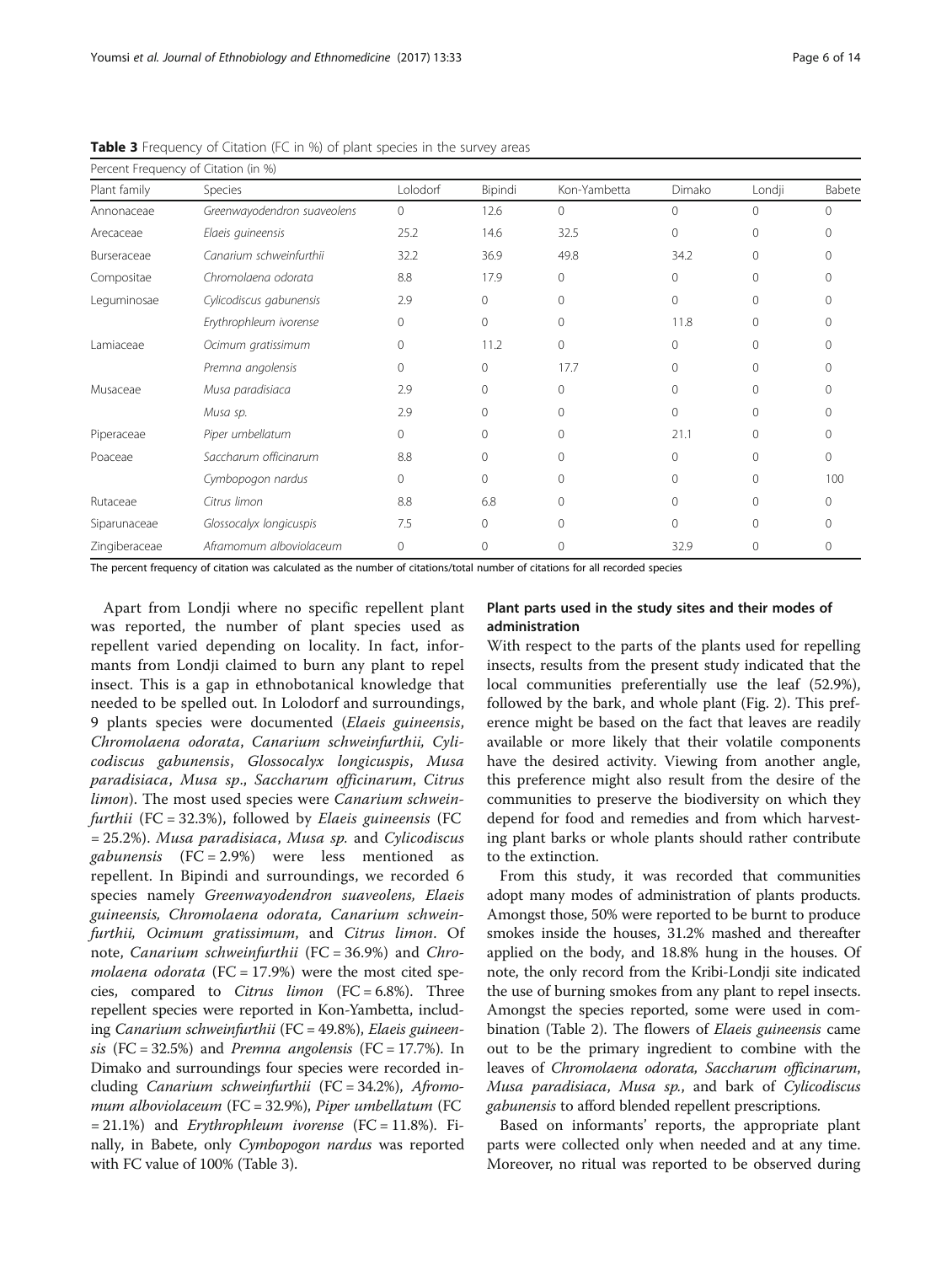**Table 3** Frequency of Citation (FC in %) of plant species in the survey areas

| Percent Frequency of Citation (in %) | | | | | | | |
|---|---|---|---|---|---|---|---|
| Plant family | Species | Lolodorf | Bipindi | Kon-Yambetta | Dimako | Londji | Babete |
| Annonaceae | *Greenwayodendron suaveolens* | 0 | 12.6 | 0 | 0 | 0 | 0 |
| Arecaceae | *Elaeis guineensis* | 25.2 | 14.6 | 32.5 | 0 | 0 | 0 |
| Burseraceae | *Canarium schweinfurthii* | 32.2 | 36.9 | 49.8 | 34.2 | 0 | 0 |
| Compositae | *Chromolaena odorata* | 8.8 | 17.9 | 0 | 0 | 0 | 0 |
| Leguminosae | *Cylicodiscus gabunensis* | 2.9 | 0 | 0 | 0 | 0 | 0 |
| | *Erythrophleum ivorense* | 0 | 0 | 0 | 11.8 | 0 | 0 |
| Lamiaceae | *Ocimum gratissimum* | 0 | 11.2 | 0 | 0 | 0 | 0 |
| | *Premna angolensis* | 0 | 0 | 17.7 | 0 | 0 | 0 |
| Musaceae | *Musa paradisiaca* | 2.9 | 0 | 0 | 0 | 0 | 0 |
| | *Musa sp.* | 2.9 | 0 | 0 | 0 | 0 | 0 |
| Piperaceae | *Piper umbellatum* | 0 | 0 | 0 | 21.1 | 0 | 0 |
| Poaceae | *Saccharum officinarum* | 8.8 | 0 | 0 | 0 | 0 | 0 |
| | *Cymbopogon nardus* | 0 | 0 | 0 | 0 | 0 | 100 |
| Rutaceae | *Citrus limon* | 8.8 | 6.8 | 0 | 0 | 0 | 0 |
| Siparunaceae | *Glossocalyx longicuspis* | 7.5 | 0 | 0 | 0 | 0 | 0 |
| Zingiberaceae | *Aframomum alboviolaceum* | 0 | 0 | 0 | 32.9 | 0 | 0 |

The percent frequency of citation was calculated as the number of citations/total number of citations for all recorded species

Apart from Londji where no specific repellent plant was reported, the number of plant species used as repellent varied depending on locality. In fact, informants from Londji claimed to burn any plant to repel insect. This is a gap in ethnobotanical knowledge that needed to be spelled out. In Lolodorf and surroundings, 9 plants species were documented (*Elaeis guineensis*, *Chromolaena odorata*, *Canarium schweinfurthii*, *Cylicodiscus gabunensis*, *Glossocalyx longicuspis*, *Musa paradisiaca*, *Musa sp*., *Saccharum officinarum*, *Citrus limon*). The most used species were *Canarium schweinfurthii* (FC = 32.3%), followed by *Elaeis guineensis* (FC = 25.2%). *Musa paradisiaca*, *Musa sp.* and *Cylicodiscus gabunensis* (FC = 2.9%) were less mentioned as repellent. In Bipindi and surroundings, we recorded 6 species namely *Greenwayodendron suaveolens*, *Elaeis guineensis*, *Chromolaena odorata*, *Canarium schweinfurthii*, *Ocimum gratissimum*, and *Citrus limon*. Of note, *Canarium schweinfurthii* (FC = 36.9%) and *Chromolaena odorata* (FC = 17.9%) were the most cited species, compared to *Citrus limon* (FC = 6.8%). Three repellent species were reported in Kon-Yambetta, including *Canarium schweinfurthii* (FC = 49.8%), *Elaeis guineensis* (FC = 32.5%) and *Premna angolensis* (FC = 17.7%). In Dimako and surroundings four species were recorded including *Canarium schweinfurthii* (FC = 34.2%), *Aframomum alboviolaceum* (FC = 32.9%), *Piper umbellatum* (FC = 21.1%) and *Erythrophleum ivorense* (FC = 11.8%). Finally, in Babete, only *Cymbopogon nardus* was reported with FC value of 100% (Table 3).

## Plant parts used in the study sites and their modes of administration

With respect to the parts of the plants used for repelling insects, results from the present study indicated that the local communities preferentially use the leaf (52.9%), followed by the bark, and whole plant (Fig. 2). This preference might be based on the fact that leaves are readily available or more likely that their volatile components have the desired activity. Viewing from another angle, this preference might also result from the desire of the communities to preserve the biodiversity on which they depend for food and remedies and from which harvesting plant barks or whole plants should rather contribute to the extinction.

From this study, it was recorded that communities adopt many modes of administration of plants products. Amongst those, 50% were reported to be burnt to produce smokes inside the houses, 31.2% mashed and thereafter applied on the body, and 18.8% hung in the houses. Of note, the only record from the Kribi-Londji site indicated the use of burning smokes from any plant to repel insects. Amongst the species reported, some were used in combination (Table 2). The flowers of *Elaeis guineensis* came out to be the primary ingredient to combine with the leaves of *Chromolaena odorata, Saccharum officinarum, Musa paradisiaca*, *Musa sp.*, and bark of *Cylicodiscus gabunensis* to afford blended repellent prescriptions.

Based on informants' reports, the appropriate plant parts were collected only when needed and at any time. Moreover, no ritual was reported to be observed during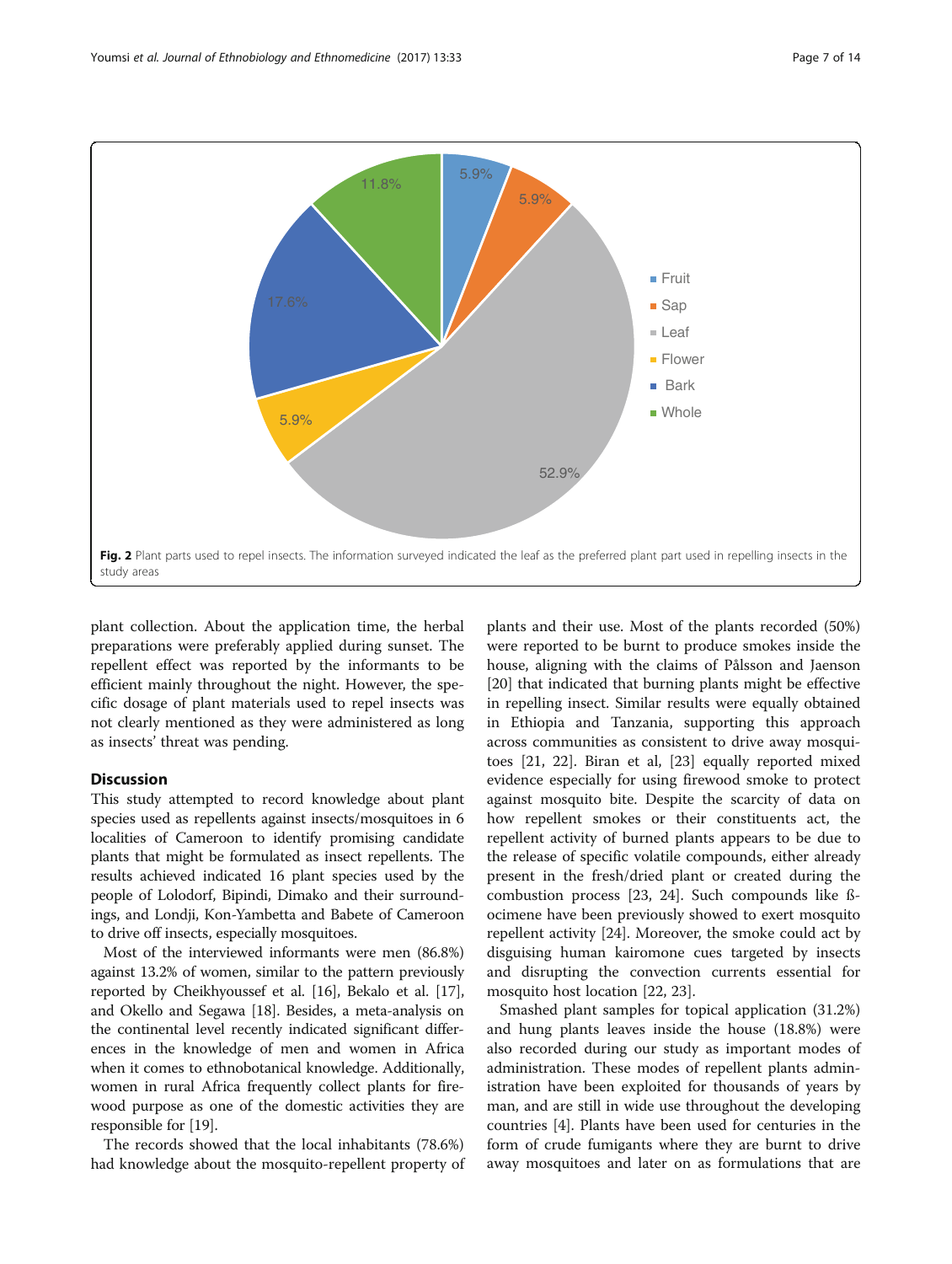Fig. 2 Plant parts used to repel insects. The information surveyed indicated the leaf as the preferred plant part used in repelling insects in the study areas

plant collection. About the application time, the herbal preparations were preferably applied during sunset. The repellent effect was reported by the informants to be efficient mainly throughout the night. However, the specific dosage of plant materials used to repel insects was not clearly mentioned as they were administered as long as insects' threat was pending.

## Discussion

This study attempted to record knowledge about plant species used as repellents against insects/mosquitoes in 6 localities of Cameroon to identify promising candidate plants that might be formulated as insect repellents. The results achieved indicated 16 plant species used by the people of Lolodorf, Bipindi, Dimako and their surroundings, and Londji, Kon-Yambetta and Babete of Cameroon to drive off insects, especially mosquitoes.

Most of the interviewed informants were men (86.8%) against 13.2% of women, similar to the pattern previously reported by Cheikhyoussef et al. [16], Bekalo et al. [17], and Okello and Segawa [18]. Besides, a meta-analysis on the continental level recently indicated significant differences in the knowledge of men and women in Africa when it comes to ethnobotanical knowledge. Additionally, women in rural Africa frequently collect plants for firewood purpose as one of the domestic activities they are responsible for [19].

The records showed that the local inhabitants (78.6%) had knowledge about the mosquito-repellent property of plants and their use. Most of the plants recorded (50%) were reported to be burnt to produce smokes inside the house, aligning with the claims of Pålsson and Jaenson [20] that indicated that burning plants might be effective in repelling insect. Similar results were equally obtained in Ethiopia and Tanzania, supporting this approach across communities as consistent to drive away mosquitoes [21, 22]. Biran et al, [23] equally reported mixed evidence especially for using firewood smoke to protect against mosquito bite. Despite the scarcity of data on how repellent smokes or their constituents act, the repellent activity of burned plants appears to be due to the release of specific volatile compounds, either already present in the fresh/dried plant or created during the combustion process [23, 24]. Such compounds like ß-ocimene have been previously showed to exert mosquito repellent activity [24]. Moreover, the smoke could act by disguising human kairomone cues targeted by insects and disrupting the convection currents essential for mosquito host location [22, 23].

Smashed plant samples for topical application (31.2%) and hung plants leaves inside the house (18.8%) were also recorded during our study as important modes of administration. These modes of repellent plants administration have been exploited for thousands of years by man, and are still in wide use throughout the developing countries [4]. Plants have been used for centuries in the form of crude fumigants where they are burnt to drive away mosquitoes and later on as formulations that are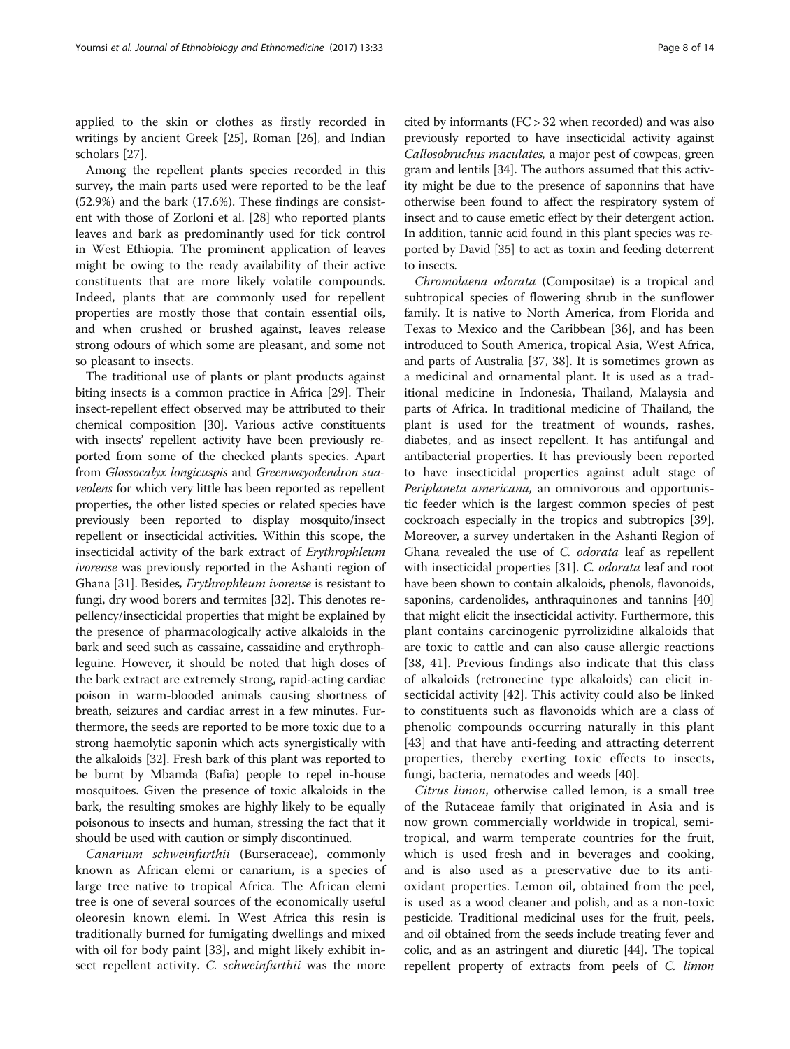applied to the skin or clothes as firstly recorded in writings by ancient Greek [25], Roman [26], and Indian scholars [27].

Among the repellent plants species recorded in this survey, the main parts used were reported to be the leaf (52.9%) and the bark (17.6%). These findings are consistent with those of Zorloni et al. [28] who reported plants leaves and bark as predominantly used for tick control in West Ethiopia. The prominent application of leaves might be owing to the ready availability of their active constituents that are more likely volatile compounds. Indeed, plants that are commonly used for repellent properties are mostly those that contain essential oils, and when crushed or brushed against, leaves release strong odours of which some are pleasant, and some not so pleasant to insects.

The traditional use of plants or plant products against biting insects is a common practice in Africa [29]. Their insect-repellent effect observed may be attributed to their chemical composition [30]. Various active constituents with insects' repellent activity have been previously reported from some of the checked plants species. Apart from *Glossocalyx longicuspis* and *Greenwayodendron suaveolens* for which very little has been reported as repellent properties, the other listed species or related species have previously been reported to display mosquito/insect repellent or insecticidal activities. Within this scope, the insecticidal activity of the bark extract of *Erythrophleum ivorense* was previously reported in the Ashanti region of Ghana [31]. Besides, *Erythrophleum ivorense* is resistant to fungi, dry wood borers and termites [32]. This denotes repellency/insecticidal properties that might be explained by the presence of pharmacologically active alkaloids in the bark and seed such as cassaine, cassaidine and erythrophleguine. However, it should be noted that high doses of the bark extract are extremely strong, rapid-acting cardiac poison in warm-blooded animals causing shortness of breath, seizures and cardiac arrest in a few minutes. Furthermore, the seeds are reported to be more toxic due to a strong haemolytic saponin which acts synergistically with the alkaloids [32]. Fresh bark of this plant was reported to be burnt by Mbamda (Bafia) people to repel in-house mosquitoes. Given the presence of toxic alkaloids in the bark, the resulting smokes are highly likely to be equally poisonous to insects and human, stressing the fact that it should be used with caution or simply discontinued.

*Canarium schweinfurthii* (Burseraceae), commonly known as African elemi or canarium, is a species of large tree native to tropical Africa. The African elemi tree is one of several sources of the economically useful oleoresin known elemi. In West Africa this resin is traditionally burned for fumigating dwellings and mixed with oil for body paint [33], and might likely exhibit insect repellent activity. *C. schweinfurthii* was the more cited by informants (FC > 32 when recorded) and was also previously reported to have insecticidal activity against *Callosobruchus maculates,* a major pest of cowpeas, green gram and lentils [34]. The authors assumed that this activity might be due to the presence of saponnins that have otherwise been found to affect the respiratory system of insect and to cause emetic effect by their detergent action. In addition, tannic acid found in this plant species was reported by David [35] to act as toxin and feeding deterrent to insects.

*Chromolaena odorata* (Compositae) is a tropical and subtropical species of flowering shrub in the sunflower family. It is native to North America, from Florida and Texas to Mexico and the Caribbean [36], and has been introduced to South America, tropical Asia, West Africa, and parts of Australia [37, 38]. It is sometimes grown as a medicinal and ornamental plant. It is used as a traditional medicine in Indonesia, Thailand, Malaysia and parts of Africa. In traditional medicine of Thailand, the plant is used for the treatment of wounds, rashes, diabetes, and as insect repellent. It has antifungal and antibacterial properties. It has previously been reported to have insecticidal properties against adult stage of *Periplaneta americana,* an omnivorous and opportunistic feeder which is the largest common species of pest cockroach especially in the tropics and subtropics [39]. Moreover, a survey undertaken in the Ashanti Region of Ghana revealed the use of *C. odorata* leaf as repellent with insecticidal properties [31]. *C. odorata* leaf and root have been shown to contain alkaloids, phenols, flavonoids, saponins, cardenolides, anthraquinones and tannins [40] that might elicit the insecticidal activity. Furthermore, this plant contains carcinogenic pyrrolizidine alkaloids that are toxic to cattle and can also cause allergic reactions [38, 41]. Previous findings also indicate that this class of alkaloids (retronecine type alkaloids) can elicit insecticidal activity [42]. This activity could also be linked to constituents such as flavonoids which are a class of phenolic compounds occurring naturally in this plant [43] and that have anti-feeding and attracting deterrent properties, thereby exerting toxic effects to insects, fungi, bacteria, nematodes and weeds [40].

*Citrus limon*, otherwise called lemon, is a small tree of the Rutaceae family that originated in Asia and is now grown commercially worldwide in tropical, semi-tropical, and warm temperate countries for the fruit, which is used fresh and in beverages and cooking, and is also used as a preservative due to its antioxidant properties. Lemon oil, obtained from the peel, is used as a wood cleaner and polish, and as a non-toxic pesticide. Traditional medicinal uses for the fruit, peels, and oil obtained from the seeds include treating fever and colic, and as an astringent and diuretic [44]. The topical repellent property of extracts from peels of *C. limon*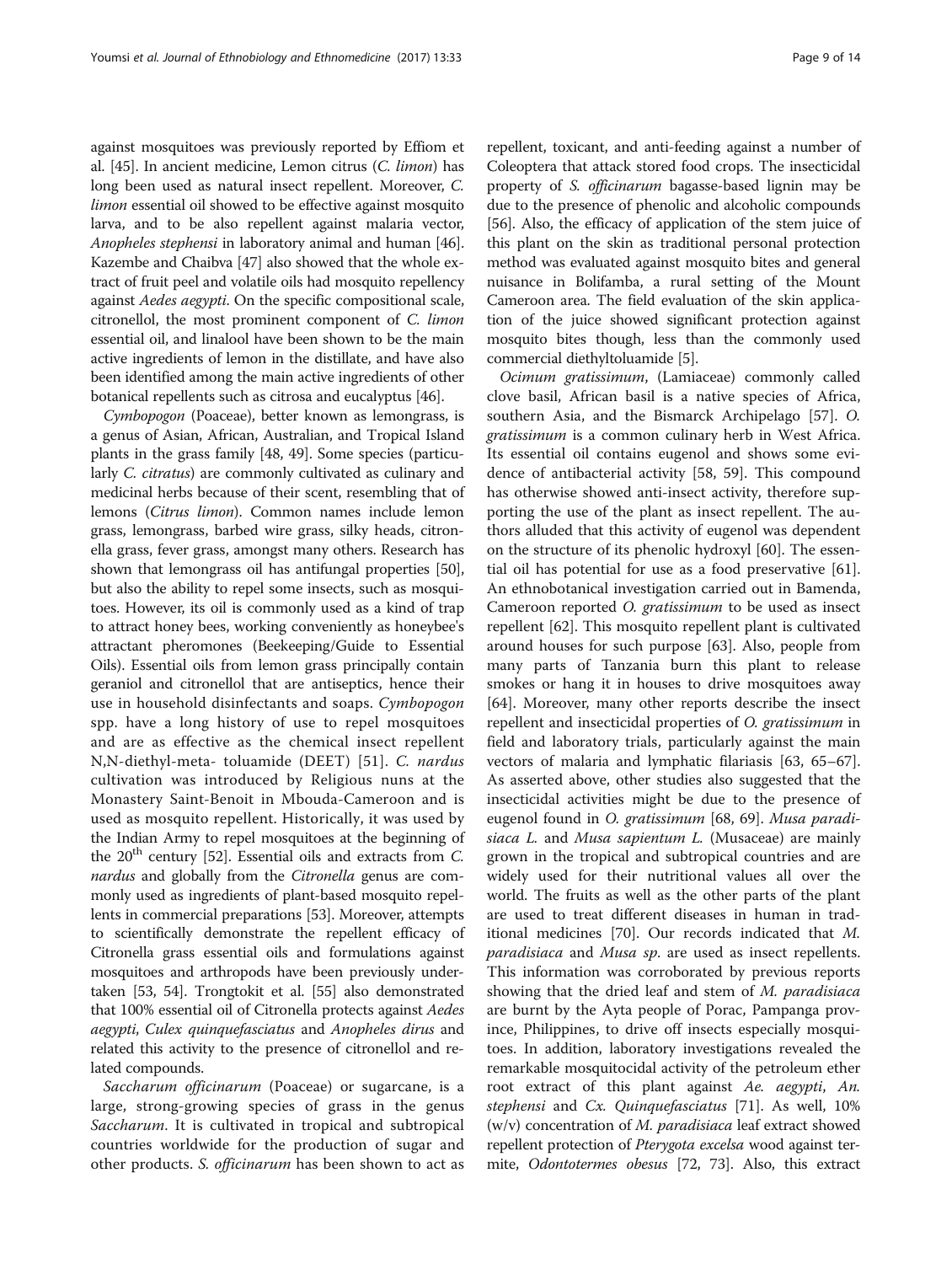against mosquitoes was previously reported by Effiom et al. [45]. In ancient medicine, Lemon citrus (*C. limon*) has long been used as natural insect repellent. Moreover, *C. limon* essential oil showed to be effective against mosquito larva, and to be also repellent against malaria vector, *Anopheles stephensi* in laboratory animal and human [46]. Kazembe and Chaibva [47] also showed that the whole extract of fruit peel and volatile oils had mosquito repellency against *Aedes aegypti*. On the specific compositional scale, citronellol, the most prominent component of *C. limon* essential oil, and linalool have been shown to be the main active ingredients of lemon in the distillate, and have also been identified among the main active ingredients of other botanical repellents such as citrosa and eucalyptus [46].

*Cymbopogon* (Poaceae), better known as lemongrass, is a genus of Asian, African, Australian, and Tropical Island plants in the grass family [48, 49]. Some species (particularly *C. citratus*) are commonly cultivated as culinary and medicinal herbs because of their scent, resembling that of lemons (*Citrus limon*). Common names include lemon grass, lemongrass, barbed wire grass, silky heads, citronella grass, fever grass, amongst many others. Research has shown that lemongrass oil has antifungal properties [50], but also the ability to repel some insects, such as mosquitoes. However, its oil is commonly used as a kind of trap to attract honey bees, working conveniently as honeybee's attractant pheromones (Beekeeping/Guide to Essential Oils). Essential oils from lemon grass principally contain geraniol and citronellol that are antiseptics, hence their use in household disinfectants and soaps. *Cymbopogon* spp. have a long history of use to repel mosquitoes and are as effective as the chemical insect repellent N,N-diethyl-meta- toluamide (DEET) [51]. *C. nardus* cultivation was introduced by Religious nuns at the Monastery Saint-Benoit in Mbouda-Cameroon and is used as mosquito repellent. Historically, it was used by the Indian Army to repel mosquitoes at the beginning of the 20[th] century [52]. Essential oils and extracts from *C. nardus* and globally from the *Citronella* genus are commonly used as ingredients of plant-based mosquito repellents in commercial preparations [53]. Moreover, attempts to scientifically demonstrate the repellent efficacy of Citronella grass essential oils and formulations against mosquitoes and arthropods have been previously undertaken [53, 54]. Trongtokit et al. [55] also demonstrated that 100% essential oil of Citronella protects against *Aedes aegypti*, *Culex quinquefasciatus* and *Anopheles dirus* and related this activity to the presence of citronellol and related compounds.

*Saccharum officinarum* (Poaceae) or sugarcane, is a large, strong-growing species of grass in the genus *Saccharum*. It is cultivated in tropical and subtropical countries worldwide for the production of sugar and other products. *S. officinarum* has been shown to act as repellent, toxicant, and anti-feeding against a number of Coleoptera that attack stored food crops. The insecticidal property of *S. officinarum* bagasse-based lignin may be due to the presence of phenolic and alcoholic compounds [56]. Also, the efficacy of application of the stem juice of this plant on the skin as traditional personal protection method was evaluated against mosquito bites and general nuisance in Bolifamba, a rural setting of the Mount Cameroon area. The field evaluation of the skin application of the juice showed significant protection against mosquito bites though, less than the commonly used commercial diethyltoluamide [5].

*Ocimum gratissimum*, (Lamiaceae) commonly called clove basil, African basil is a native species of Africa, southern Asia, and the Bismarck Archipelago [57]. *O. gratissimum* is a common culinary herb in West Africa. Its essential oil contains eugenol and shows some evidence of antibacterial activity [58, 59]. This compound has otherwise showed anti-insect activity, therefore supporting the use of the plant as insect repellent. The authors alluded that this activity of eugenol was dependent on the structure of its phenolic hydroxyl [60]. The essential oil has potential for use as a food preservative [61]. An ethnobotanical investigation carried out in Bamenda, Cameroon reported *O. gratissimum* to be used as insect repellent [62]. This mosquito repellent plant is cultivated around houses for such purpose [63]. Also, people from many parts of Tanzania burn this plant to release smokes or hang it in houses to drive mosquitoes away [64]. Moreover, many other reports describe the insect repellent and insecticidal properties of *O. gratissimum* in field and laboratory trials, particularly against the main vectors of malaria and lymphatic filariasis [63, 65–67]. As asserted above, other studies also suggested that the insecticidal activities might be due to the presence of eugenol found in *O. gratissimum* [68, 69]. *Musa paradisiaca L.* and *Musa sapientum L.* (Musaceae) are mainly grown in the tropical and subtropical countries and are widely used for their nutritional values all over the world. The fruits as well as the other parts of the plant are used to treat different diseases in human in traditional medicines [70]. Our records indicated that *M. paradisiaca* and *Musa sp.* are used as insect repellents. This information was corroborated by previous reports showing that the dried leaf and stem of *M. paradisiaca* are burnt by the Ayta people of Porac, Pampanga province, Philippines, to drive off insects especially mosquitoes. In addition, laboratory investigations revealed the remarkable mosquitocidal activity of the petroleum ether root extract of this plant against *Ae. aegypti*, *An. stephensi* and *Cx. Quinquefasciatus* [71]. As well, 10% (w/v) concentration of *M. paradisiaca* leaf extract showed repellent protection of *Pterygota excelsa* wood against termite, *Odontotermes obesus* [72, 73]. Also, this extract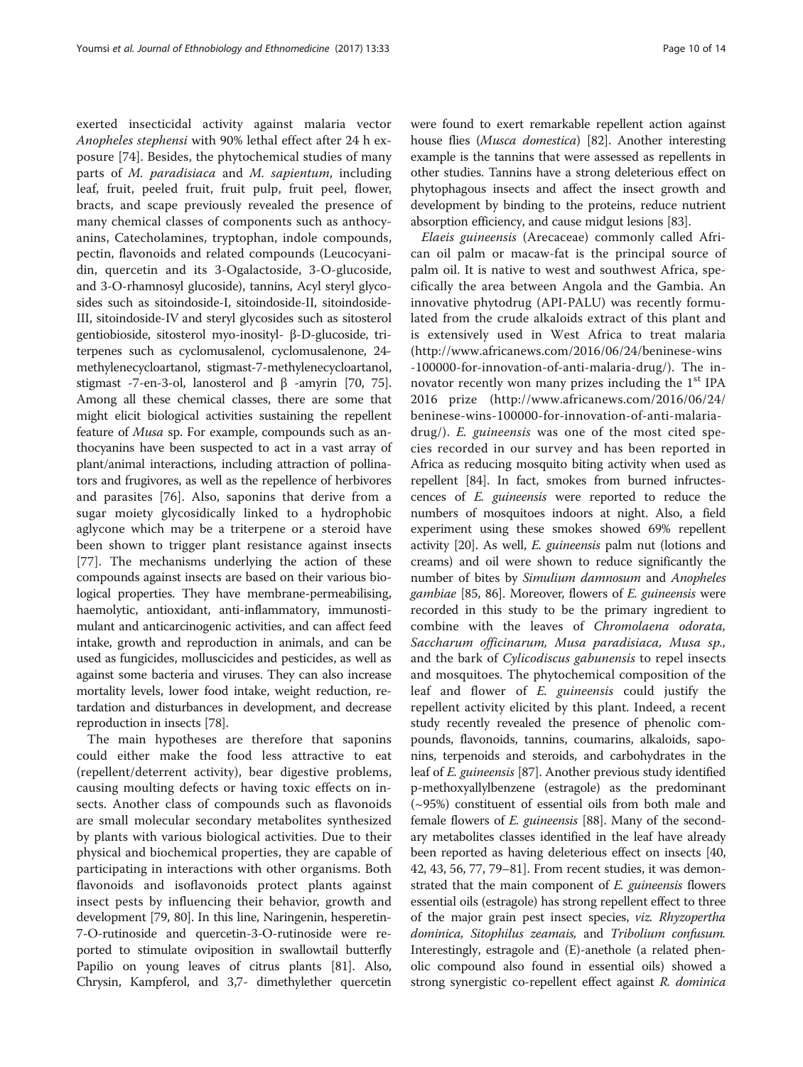exerted insecticidal activity against malaria vector *Anopheles stephensi* with 90% lethal effect after 24 h exposure [74]. Besides, the phytochemical studies of many parts of *M. paradisiaca* and *M. sapientum*, including leaf, fruit, peeled fruit, fruit pulp, fruit peel, flower, bracts, and scape previously revealed the presence of many chemical classes of components such as anthocyanins, Catecholamines, tryptophan, indole compounds, pectin, flavonoids and related compounds (Leucocyanidin, quercetin and its 3-Ogalactoside, 3-O-glucoside, and 3-O-rhamnosyl glucoside), tannins, Acyl steryl glycosides such as sitoindoside-I, sitoindoside-II, sitoindoside-III, sitoindoside-IV and steryl glycosides such as sitosterol gentiobioside, sitosterol myo-inosityl- β-D-glucoside, triterpenes such as cyclomusalenol, cyclomusalenone, 24-methylenecycloartanol, stigmast-7-methylenecycloartanol, stigmast -7-en-3-ol, lanosterol and β -amyrin [70, 75]. Among all these chemical classes, there are some that might elicit biological activities sustaining the repellent feature of *Musa* sp. For example, compounds such as anthocyanins have been suspected to act in a vast array of plant/animal interactions, including attraction of pollinators and frugivores, as well as the repellence of herbivores and parasites [76]. Also, saponins that derive from a sugar moiety glycosidically linked to a hydrophobic aglycone which may be a triterpene or a steroid have been shown to trigger plant resistance against insects [77]. The mechanisms underlying the action of these compounds against insects are based on their various biological properties. They have membrane-permeabilising, haemolytic, antioxidant, anti-inflammatory, immunostimulant and anticarcinogenic activities, and can affect feed intake, growth and reproduction in animals, and can be used as fungicides, molluscicides and pesticides, as well as against some bacteria and viruses. They can also increase mortality levels, lower food intake, weight reduction, retardation and disturbances in development, and decrease reproduction in insects [78].

The main hypotheses are therefore that saponins could either make the food less attractive to eat (repellent/deterrent activity), bear digestive problems, causing moulting defects or having toxic effects on insects. Another class of compounds such as flavonoids are small molecular secondary metabolites synthesized by plants with various biological activities. Due to their physical and biochemical properties, they are capable of participating in interactions with other organisms. Both flavonoids and isoflavonoids protect plants against insect pests by influencing their behavior, growth and development [79, 80]. In this line, Naringenin, hesperetin-7-O-rutinoside and quercetin-3-O-rutinoside were reported to stimulate oviposition in swallowtail butterfly Papilio on young leaves of citrus plants [81]. Also, Chrysin, Kampferol, and 3,7- dimethylether quercetin were found to exert remarkable repellent action against house flies (*Musca domestica*) [82]. Another interesting example is the tannins that were assessed as repellents in other studies. Tannins have a strong deleterious effect on phytophagous insects and affect the insect growth and development by binding to the proteins, reduce nutrient absorption efficiency, and cause midgut lesions [83].

*Elaeis guineensis* (Arecaceae) commonly called African oil palm or macaw-fat is the principal source of palm oil. It is native to west and southwest Africa, specifically the area between Angola and the Gambia. An innovative phytodrug (API-PALU) was recently formulated from the crude alkaloids extract of this plant and is extensively used in West Africa to treat malaria (http://www.africanews.com/2016/06/24/beninese-wins-100000-for-innovation-of-anti-malaria-drug/). The innovator recently won many prizes including the 1st IPA 2016 prize (http://www.africanews.com/2016/06/24/beninese-wins-100000-for-innovation-of-anti-malaria-drug/). *E. guineensis* was one of the most cited species recorded in our survey and has been reported in Africa as reducing mosquito biting activity when used as repellent [84]. In fact, smokes from burned infructescences of *E. guineensis* were reported to reduce the numbers of mosquitoes indoors at night. Also, a field experiment using these smokes showed 69% repellent activity [20]. As well, *E. guineensis* palm nut (lotions and creams) and oil were shown to reduce significantly the number of bites by *Simulium damnosum* and *Anopheles gambiae* [85, 86]. Moreover, flowers of *E. guineensis* were recorded in this study to be the primary ingredient to combine with the leaves of *Chromolaena odorata, Saccharum officinarum, Musa paradisiaca, Musa sp.,* and the bark of *Cylicodiscus gabunensis* to repel insects and mosquitoes. The phytochemical composition of the leaf and flower of *E. guineensis* could justify the repellent activity elicited by this plant. Indeed, a recent study recently revealed the presence of phenolic compounds, flavonoids, tannins, coumarins, alkaloids, saponins, terpenoids and steroids, and carbohydrates in the leaf of *E. guineensis* [87]. Another previous study identified p-methoxyallylbenzene (estragole) as the predominant (~95%) constituent of essential oils from both male and female flowers of *E. guineensis* [88]. Many of the secondary metabolites classes identified in the leaf have already been reported as having deleterious effect on insects [40, 42, 43, 56, 77, 79–81]. From recent studies, it was demonstrated that the main component of *E. guineensis* flowers essential oils (estragole) has strong repellent effect to three of the major grain pest insect species, *viz. Rhyzopertha dominica, Sitophilus zeamais,* and *Tribolium confusum.* Interestingly, estragole and (E)-anethole (a related phenolic compound also found in essential oils) showed a strong synergistic co-repellent effect against *R. dominica*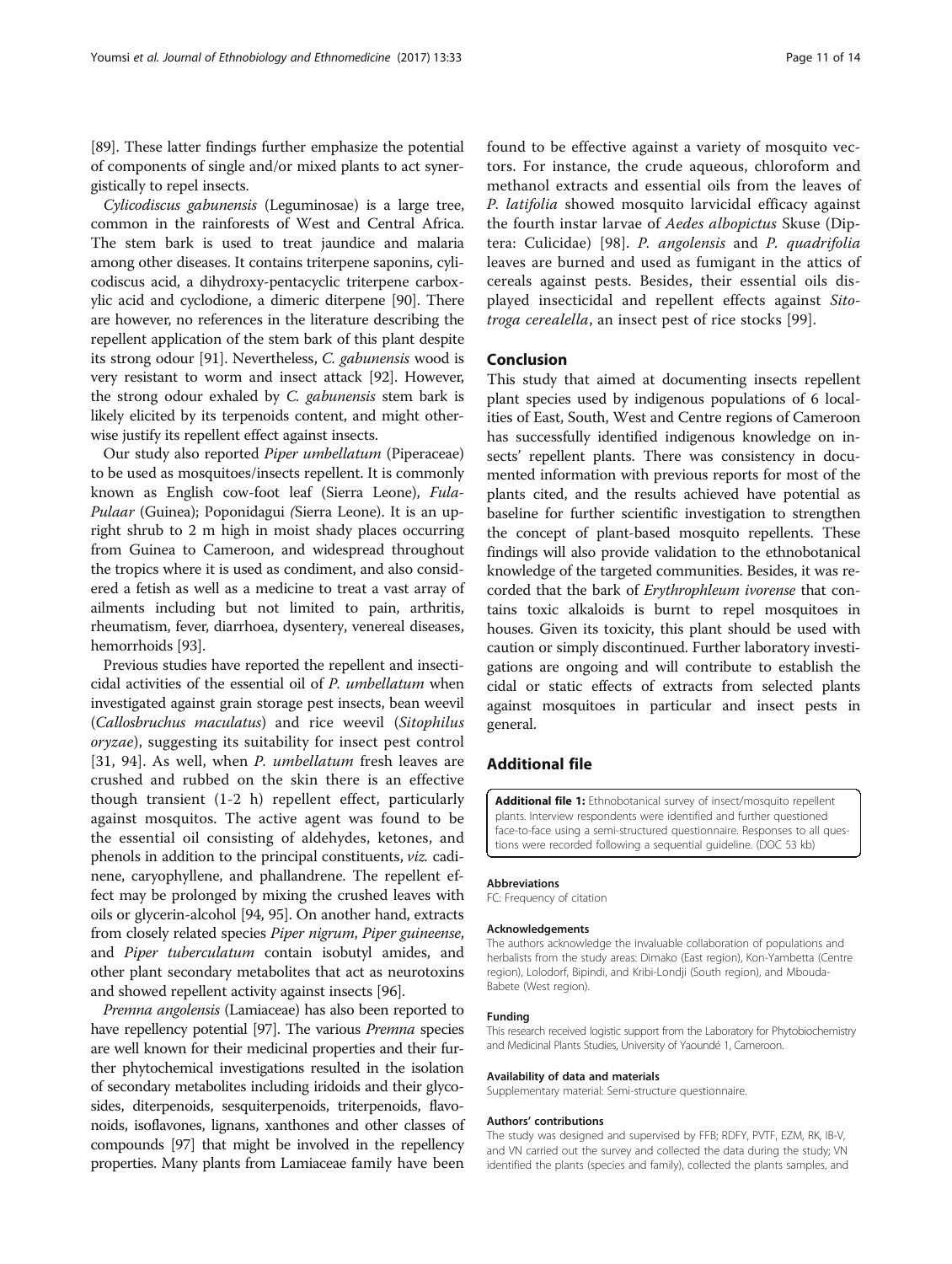[89]. These latter findings further emphasize the potential of components of single and/or mixed plants to act synergistically to repel insects.

*Cylicodiscus gabunensis* (Leguminosae) is a large tree, common in the rainforests of West and Central Africa. The stem bark is used to treat jaundice and malaria among other diseases. It contains triterpene saponins, cylicodiscus acid, a dihydroxy-pentacyclic triterpene carboxylic acid and cyclodione, a dimeric diterpene [90]. There are however, no references in the literature describing the repellent application of the stem bark of this plant despite its strong odour [91]. Nevertheless, *C. gabunensis* wood is very resistant to worm and insect attack [92]. However, the strong odour exhaled by *C. gabunensis* stem bark is likely elicited by its terpenoids content, and might otherwise justify its repellent effect against insects.

Our study also reported *Piper umbellatum* (Piperaceae) to be used as mosquitoes/insects repellent. It is commonly known as English cow-foot leaf (Sierra Leone), *Fula-Pulaar* (Guinea); Poponidagui *(*Sierra Leone). It is an upright shrub to 2 m high in moist shady places occurring from Guinea to Cameroon, and widespread throughout the tropics where it is used as condiment, and also considered a fetish as well as a medicine to treat a vast array of ailments including but not limited to pain, arthritis, rheumatism, fever, diarrhoea, dysentery, venereal diseases, hemorrhoids [93].

Previous studies have reported the repellent and insecticidal activities of the essential oil of *P. umbellatum* when investigated against grain storage pest insects, bean weevil (*Callosbruchus maculatus*) and rice weevil (*Sitophilus oryzae*), suggesting its suitability for insect pest control [31, 94]. As well, when *P. umbellatum* fresh leaves are crushed and rubbed on the skin there is an effective though transient (1-2 h) repellent effect, particularly against mosquitos. The active agent was found to be the essential oil consisting of aldehydes, ketones, and phenols in addition to the principal constituents, *viz.* cadinene, caryophyllene, and phallandrene. The repellent effect may be prolonged by mixing the crushed leaves with oils or glycerin-alcohol [94, 95]. On another hand, extracts from closely related species *Piper nigrum*, *Piper guineense*, and *Piper tuberculatum* contain isobutyl amides, and other plant secondary metabolites that act as neurotoxins and showed repellent activity against insects [96].

*Premna angolensis* (Lamiaceae) has also been reported to have repellency potential [97]. The various *Premna* species are well known for their medicinal properties and their further phytochemical investigations resulted in the isolation of secondary metabolites including iridoids and their glycosides, diterpenoids, sesquiterpenoids, triterpenoids, flavonoids, isoflavones, lignans, xanthones and other classes of compounds [97] that might be involved in the repellency properties. Many plants from Lamiaceae family have been found to be effective against a variety of mosquito vectors. For instance, the crude aqueous, chloroform and methanol extracts and essential oils from the leaves of *P. latifolia* showed mosquito larvicidal efficacy against the fourth instar larvae of *Aedes albopictus* Skuse (Diptera: Culicidae) [98]. *P. angolensis* and *P. quadrifolia* leaves are burned and used as fumigant in the attics of cereals against pests. Besides, their essential oils displayed insecticidal and repellent effects against *Sitotroga cerealella*, an insect pest of rice stocks [99].

## Conclusion

This study that aimed at documenting insects repellent plant species used by indigenous populations of 6 localities of East, South, West and Centre regions of Cameroon has successfully identified indigenous knowledge on insects' repellent plants. There was consistency in documented information with previous reports for most of the plants cited, and the results achieved have potential as baseline for further scientific investigation to strengthen the concept of plant-based mosquito repellents. These findings will also provide validation to the ethnobotanical knowledge of the targeted communities. Besides, it was recorded that the bark of *Erythrophleum ivorense* that contains toxic alkaloids is burnt to repel mosquitoes in houses. Given its toxicity, this plant should be used with caution or simply discontinued. Further laboratory investigations are ongoing and will contribute to establish the cidal or static effects of extracts from selected plants against mosquitoes in particular and insect pests in general.

## Additional file

**Additional file 1:** Ethnobotanical survey of insect/mosquito repellent plants. Interview respondents were identified and further questioned face-to-face using a semi-structured questionnaire. Responses to all questions were recorded following a sequential guideline. (DOC 53 kb)

#### Abbreviations
FC: Frequency of citation

#### Acknowledgements
The authors acknowledge the invaluable collaboration of populations and herbalists from the study areas: Dimako (East region), Kon-Yambetta (Centre region), Lolodorf, Bipindi, and Kribi-Londji (South region), and Mbouda-Babete (West region).

#### Funding
This research received logistic support from the Laboratory for Phytobiochemistry and Medicinal Plants Studies, University of Yaoundé 1, Cameroon.

#### Availability of data and materials
Supplementary material: Semi-structure questionnaire.

#### Authors' contributions
The study was designed and supervised by FFB; RDFY, PVTF, EZM, RK, IB-V, and VN carried out the survey and collected the data during the study; VN identified the plants (species and family), collected the plants samples, and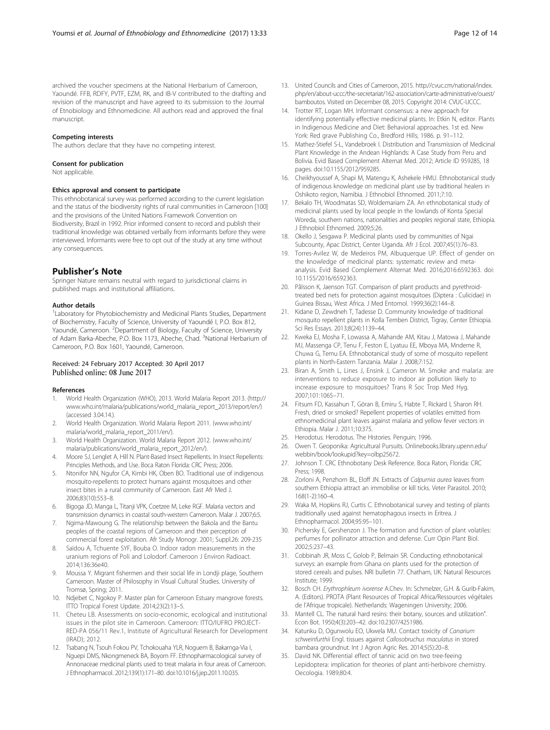archived the voucher specimens at the National Herbarium of Cameroon, Yaoundé. FFB, RDFY, PVTF, EZM, RK, and IB-V contributed to the drafting and revision of the manuscript and have agreed to its submission to the Journal of Ethnobiology and Ethnomedicine. All authors read and approved the final manuscript.

#### Competing interests

The authors declare that they have no competing interest.

#### Consent for publication

Not applicable.

#### Ethics approval and consent to participate

This ethnobotanical survey was performed according to the current legislation and the status of the biodiversity rights of rural communities in Cameroon [100] and the provisions of the United Nations Framework Convention on Biodiversity, Brazil in 1992. Prior informed consent to record and publish their traditional knowledge was obtained verbally from informants before they were interviewed. Informants were free to opt out of the study at any time without any consequences.

## Publisher's Note

Springer Nature remains neutral with regard to jurisdictional claims in published maps and institutional affiliations.

#### Author details

[1]Laboratory for Phytobiochemistry and Medicinal Plants Studies, Department of Biochemistry, Faculty of Science, University of Yaoundé I, P.O. Box 812, Yaoundé, Cameroon. [2]Department of Biology, Faculty of Science, University of Adam Barka-Abeche, P.O. Box 1173, Abeche, Chad. [3]National Herbarium of Cameroon, P.O. Box 1601, Yaoundé, Cameroon.

Received: 24 February 2017 Accepted: 30 April 2017
Published online: 08 June 2017

#### References

1. World Health Organization (WHO), 2013. World Malaria Report 2013. (http://www.who.int/malaria/publications/world_malaria_report_2013/report/en/) (accessed 3.04.14.).
2. World Health Organization. World Malaria Report 2011. (www.who.int/malaria/world_malaria_report_2011/en/).
3. World Health Organization. World Malaria Report 2012. (www.who.int/malaria/publications/world_malaria_report_2012/en/).
4. Moore SJ, Lenglet A, Hill N. Plant-Based Insect Repellents. In Insect Repellents: Principles Methods, and Use. Boca Raton Florida: CRC Press; 2006.
5. Ntonifor NN, Ngufor CA, Kimbi HK, Oben BO. Traditional use of indigenous mosquito-repellents to protect humans against mosquitoes and other insect bites in a rural community of Cameroon. East Afr Med J. 2006;83(10):553–8.
6. Bigoga JD, Manga L, Titanji VPK, Coetzee M, Leke RGF. Malaria vectors and transmission dynamics in coastal south-western Cameroon. Malar J. 2007;6:5.
7. Ngima-Mawoung G. The relationship between the Bakola and the Bantu peoples of the coastal regions of Cameroon and their perception of commercial forest exploitation. Afr Study Monogr. 2001; Suppl.26: 209-235
8. Saïdou A, Tchuente SYF, Bouba O. Indoor radon measurements in the uranium regions of Poli and Lolodorf. Cameroon J Environ Radioact. 2014;136:36e40.
9. Moussa Y. Migrant fishermen and their social life in Londji plage, Southern Cameroon. Master of Philosophy in Visual Cultural Studies. University of Tromsø, Spring; 2011.
10. Ndjebet C, Ngokoy P. Master plan for Cameroon Estuary mangrove forests. ITTO Tropical Forest Update. 2014;23(2):13–5.
11. Cheteu LB. Assessments on socio-economic, ecological and institutional issues in the pilot site in Cameroon. Cameroon: ITTO/IUFRO PROJECT-RED-PA 056/11 Rev.1, Institute of Agricultural Research for Development (IRAD); 2012.
12. Tsabang N, Tsouh Fokou PV, Tchokouaha YLR, Noguem B, Bakarnga-Via I, Nguepi DMS, Nkongmeneck BA, Boyom FF. Ethnopharmacological survey of Annonaceae medicinal plants used to treat malaria in four areas of Cameroon. J Ethnopharmacol. 2012;139(1):171–80. doi:10.1016/j.jep.2011.10.035.
13. United Councils and Cities of Cameroon, 2015. http://cvuc.cm/national/index.php/en/about-uccc/the-secretariat/162-association/carte-administrative/ouest/bamboutos. Visited on December 08, 2015. Copyright 2014: CVUC-UCCC.
14. Trotter RT, Logan MH. Informant consensus: a new approach for identifying potentially effective medicinal plants. In: Etkin N, editor. Plants in Indigenous Medicine and Diet: Behavioral approaches. 1st ed. New York: Red grave Publishing Co., Bredford Hills; 1986. p. 91–112.
15. Mathez-Stiefel S-L, Vandebroek I. Distribution and Transmission of Medicinal Plant Knowledge in the Andean Highlands: A Case Study from Peru and Bolivia. Evid Based Complement Alternat Med. 2012; Article ID 959285, 18 pages. doi:10.1155/2012/959285.
16. Cheikhyoussef A, Shapi M, Matengu K, Ashekele HMU. Ethnobotanical study of indigenous knowledge on medicinal plant use by traditional healers in Oshikoto region, Namibia. J Ethnobiol Ethnomed. 2011;7:10.
17. Bekalo TH, Woodmatas SD, Woldemariam ZA. An ethnobotanical study of medicinal plants used by local people in the lowlands of Konta Special Woreda, southern nations, nationalities and peoples regional state, Ethiopia. J Ethnobiol Ethnomed. 2009;5:26.
18. Okello J, Sesgawa P. Medicinal plants used by communities of Ngai Subcounty, Apac District, Center Uganda. Afr J Ecol. 2007;45(1):76–83.
19. Torres-Avilez W, de Medeiros PM, Albuquerque UP. Effect of gender on the knowledge of medicinal plants: systematic review and meta-analysis. Evid Based Complement Alternat Med. 2016;2016:6592363. doi:10.1155/2016/6592363.
20. Pålsson K, Jaenson TGT. Comparison of plant products and pyrethroid-treated bed nets for protection against mosquitoes (Diptera : Culicidae) in Guinea Bissau, West Africa. J Med Entomol. 1999;36(2):144–8.
21. Kidane D, Zewdneh T, Tadesse D. Community knowledge of traditional mosquito repellent plants in Kolla Temben District, Tigray, Center Ethiopia. Sci Res Essays. 2013;8(24):1139–44.
22. Kweka EJ, Mosha F, Lowassa A, Mahande AM, Kitau J, Matowa J, Mahande MJ, Massenga CP, Tenu F, Feston E, Lyatuu EE, Mboya MA, Mndeme R, Chuwa G, Temu EA. Ethnobotanical study of some of mosquito repellent plants in North-Eastern Tanzania. Malar J. 2008;7:152.
23. Biran A, Smith L, Lines J, Ensink J, Cameron M. Smoke and malaria: are interventions to reduce exposure to indoor air pollution likely to increase exposure to mosquitoes? Trans R Soc Trop Med Hyg. 2007;101:1065–71.
24. Fitsum FD, Kassahun T, Göran B, Emiru S, Habte T, Rickard I, Sharon RH. Fresh, dried or smoked? Repellent properties of volatiles emitted from ethnomedicinal plant leaves against malaria and yellow fever vectors in Ethiopia. Malar J. 2011;10:375.
25. Herodotus. Herodotus. The Histories. Penguin; 1996.
26. Owen T. Geoponika: Agricultural Pursuits. Onlinebooks.library.upenn.edu/webbin/book/lookupid?key=olbp25672.
27. Johnson T. CRC Ethnobotany Desk Reference. Boca Raton, Florida: CRC Press; 1998.
28. Zorloni A, Penzhorn BL, Eloff JN. Extracts of *Calpurnia aurea* leaves from southern Ethiopia attract an immobilise or kill ticks. Veter Parasitol. 2010; 168(1-2):160–4.
29. Waka M, Hopkins RJ, Curtis C. Ethnobotanical survey and testing of plants traditionally used against hematophagous insects in Eritrea. J Ethnopharmacol. 2004;95:95–101.
30. Pichersky E, Gershenzon J. The formation and function of plant volatiles: perfumes for pollinator attraction and defense. Curr Opin Plant Biol. 2002;5:237–43.
31. Cobbinah JR, Moss C, Golob P, Belmain SR. Conducting ethnobotanical surveys: an example from Ghana on plants used for the protection of stored cereals and pulses. NRI bulletin 77. Chatham, UK: Natural Resources Institute; 1999.
32. Bosch CH. *Erythrophleum ivorense* A.Chev. In: Schmelzer, G.H. & Gurib-Fakim, A. (Editors). PROTA (Plant Resources of Tropical Africa/Ressources végétales de l'Afrique tropicale). Netherlands: Wageningen University; 2006.
33. Mantell CL. The natural hard resins: their botany, sources and utilization". Econ Bot. 1950;4(3):203–42. doi:10.2307/4251986.
34. Katunku D, Ogunwolu EO, Ukwela MU. Contact toxicity of *Canarium schweinfurthii* Engl. tissues against *Callosobruchus maculatus* in stored bambara groundnut. Int J Agron Agric Res. 2014;5(5):20–8.
35. David NK. Differential effect of tannic acid on two tree-feeing Lepidoptera: implication for theories of plant anti-herbivore chemistry. Oecologia. 1989;80:4.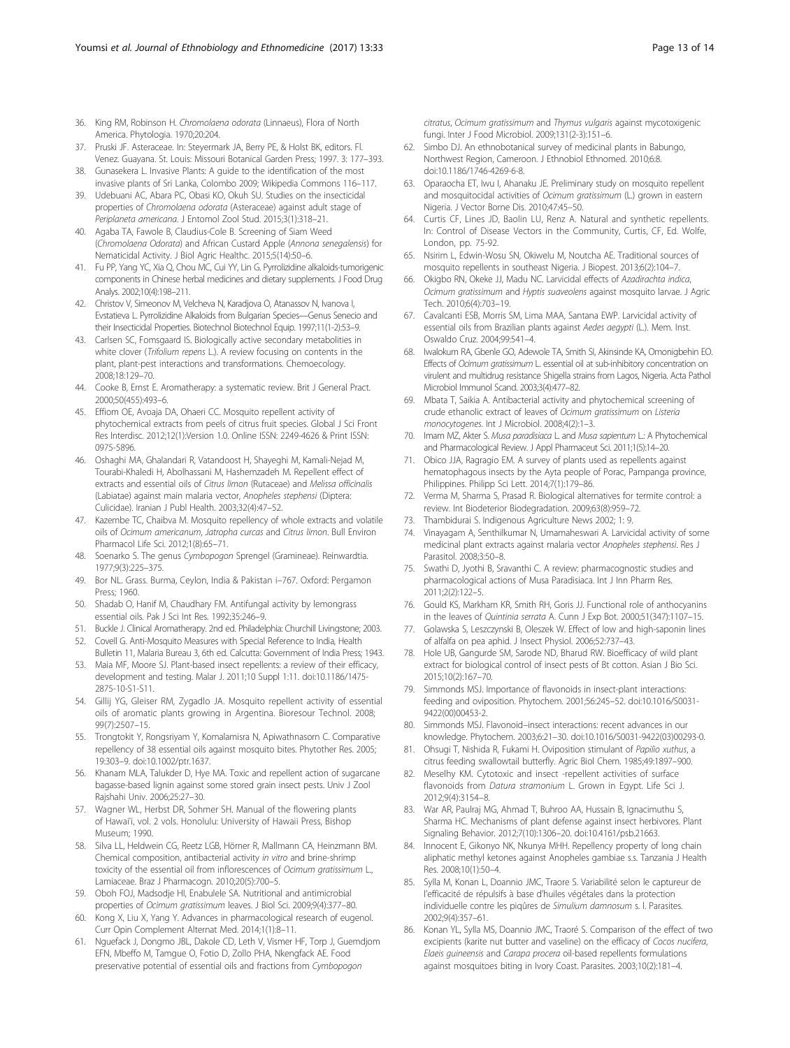36. King RM, Robinson H. *Chromolaena odorata* (Linnaeus), Flora of North America. Phytologia. 1970;20:204.
37. Pruski JF. Asteraceae. In: Steyermark JA, Berry PE, & Holst BK, editors. Fl. Venez. Guayana. St. Louis: Missouri Botanical Garden Press; 1997. 3: 177–393.
38. Gunasekera L. Invasive Plants: A guide to the identification of the most invasive plants of Sri Lanka, Colombo 2009; Wikipedia Commons 116–117.
39. Udebuani AC, Abara PC, Obasi KO, Okuh SU. Studies on the insecticidal properties of *Chromolaena odorata* (Asteraceae) against adult stage of *Periplaneta americana*. J Entomol Zool Stud. 2015;3(1):318–21.
40. Agaba TA, Fawole B, Claudius-Cole B. Screening of Siam Weed (*Chromolaena Odorata*) and African Custard Apple (*Annona senegalensis*) for Nematicidal Activity. J Biol Agric Healthc. 2015;5(14):50–6.
41. Fu PP, Yang YC, Xia Q, Chou MC, Cui YY, Lin G. Pyrrolizidine alkaloids-tumorigenic components in Chinese herbal medicines and dietary supplements. J Food Drug Analys. 2002;10(4):198–211.
42. Christov V, Simeonov M, Velcheva N, Karadjova O, Atanassov N, Ivanova I, Evstatieva L. Pyrrolizidine Alkaloids from Bulgarian Species—Genus Senecio and their Insecticidal Properties. Biotechnol Biotechnol Equip. 1997;11(1-2):53–9.
43. Carlsen SC, Fomsgaard IS. Biologically active secondary metabolities in white clover (*Trifolium repens* L.). A review focusing on contents in the plant, plant-pest interactions and transformations. Chemoecology. 2008;18:129–70.
44. Cooke B, Ernst E. Aromatherapy: a systematic review. Brit J General Pract. 2000;50(455):493–6.
45. Effiom OE, Avoaja DA, Ohaeri CC. Mosquito repellent activity of phytochemical extracts from peels of citrus fruit species. Global J Sci Front Res Interdisc. 2012;12(1):Version 1.0. Online ISSN: 2249-4626 & Print ISSN: 0975-5896.
46. Oshaghi MA, Ghalandari R, Vatandoost H, Shayeghi M, Kamali-Nejad M, Tourabi-Khaledi H, Abolhassani M, Hashemzadeh M. Repellent effect of extracts and essential oils of *Citrus limon* (Rutaceae) and *Melissa officinalis* (Labiatae) against main malaria vector, *Anopheles stephensi* (Diptera: Culicidae). Iranian J Publ Health. 2003;32(4):47–52.
47. Kazembe TC, Chaibva M. Mosquito repellency of whole extracts and volatile oils of *Ocimum americanum*, *Jatropha curcas* and *Citrus limon*. Bull Environ Pharmacol Life Sci. 2012;1(8):65–71.
48. Soenarko S. The genus *Cymbopogon* Sprengel (Gramineae). Reinwardtia. 1977;9(3):225–375.
49. Bor NL. Grass. Burma, Ceylon, India & Pakistan i–767. Oxford: Pergamon Press; 1960.
50. Shadab O, Hanif M, Chaudhary FM. Antifungal activity by lemongrass essential oils. Pak J Sci Int Res. 1992;35:246–9.
51. Buckle J. Clinical Aromatherapy. 2nd ed. Philadelphia: Churchill Livingstone; 2003.
52. Covell G. Anti-Mosquito Measures with Special Reference to India, Health Bulletin 11, Malaria Bureau 3, 6th ed. Calcutta: Government of India Press; 1943.
53. Maia MF, Moore SJ. Plant-based insect repellents: a review of their efficacy, development and testing. Malar J. 2011;10 Suppl 1:11. doi:10.1186/1475-2875-10-S1-S11.
54. Gillij YG, Gleiser RM, Zygadlo JA. Mosquito repellent activity of essential oils of aromatic plants growing in Argentina. Bioresour Technol. 2008; 99(7):2507–15.
55. Trongtokit Y, Rongsriyam Y, Komalamisra N, Apiwathnasorn C. Comparative repellency of 38 essential oils against mosquito bites. Phytother Res. 2005; 19:303–9. doi:10.1002/ptr.1637.
56. Khanam MLA, Talukder D, Hye MA. Toxic and repellent action of sugarcane bagasse-based lignin against some stored grain insect pests. Univ J Zool Rajshahi Univ. 2006;25:27–30.
57. Wagner WL, Herbst DR, Sohmer SH. Manual of the flowering plants of Hawai'i, vol. 2 vols. Honolulu: University of Hawaii Press, Bishop Museum; 1990.
58. Silva LL, Heldwein CG, Reetz LGB, Hörner R, Mallmann CA, Heinzmann BM. Chemical composition, antibacterial activity *in vitro* and brine-shrimp toxicity of the essential oil from inflorescences of *Ocimum gratissimum* L., Lamiaceae. Braz J Pharmacogn. 2010;20(5):700–5.
59. Oboh FOJ, Madsodje HI, Enabulele SA. Nutritional and antimicrobial properties of *Ocimum gratissimum* leaves. J Biol Sci. 2009;9(4):377–80.
60. Kong X, Liu X, Yang Y. Advances in pharmacological research of eugenol. Curr Opin Complement Alternat Med. 2014;1(1):8–11.
61. Nguefack J, Dongmo JBL, Dakole CD, Leth V, Vismer HF, Torp J, Guemdjom EFN, Mbeffo M, Tamgue O, Fotio D, Zollo PHA, Nkengfack AE. Food preservative potential of essential oils and fractions from *Cymbopogon citratus*, *Ocimum gratissimum* and *Thymus vulgaris* against mycotoxigenic fungi. Inter J Food Microbiol. 2009;131(2-3):151–6.
62. Simbo DJ. An ethnobotanical survey of medicinal plants in Babungo, Northwest Region, Cameroon. J Ethnobiol Ethnomed. 2010;6:8. doi:10.1186/1746-4269-6-8.
63. Oparaocha ET, Iwu I, Ahanaku JE. Preliminary study on mosquito repellent and mosquitocidal activities of *Ocimum gratissimum* (L.) grown in eastern Nigeria. J Vector Borne Dis. 2010;47:45–50.
64. Curtis CF, Lines JD, Baolin LU, Renz A. Natural and synthetic repellents. In: Control of Disease Vectors in the Community, Curtis, CF, Ed. Wolfe, London, pp. 75-92.
65. Nsirim L, Edwin-Wosu SN, Okiwelu M, Noutcha AE. Traditional sources of mosquito repellents in southeast Nigeria. J Biopest. 2013;6(2):104–7.
66. Okigbo RN, Okeke JJ, Madu NC. Larvicidal effects of *Azadirachta indica*, *Ocimum gratissimum* and *Hyptis suaveolens* against mosquito larvae. J Agric Tech. 2010;6(4):703–19.
67. Cavalcanti ESB, Morris SM, Lima MAA, Santana EWP. Larvicidal activity of essential oils from Brazilian plants against *Aedes aegypti* (L.). Mem. Inst. Oswaldo Cruz. 2004;99:541–4.
68. Iwalokum RA, Gbenle GO, Adewole TA, Smith SI, Akinsinde KA, Omonigbehin EO. Effects of *Ocimum gratissimum* L. essential oil at sub-inhibitory concentration on virulent and multidrug resistance Shigella strains from Lagos, Nigeria. Acta Pathol Microbiol Immunol Scand. 2003;3(4):477–82.
69. Mbata T, Saikia A. Antibacterial activity and phytochemical screening of crude ethanolic extract of leaves of *Ocimum gratissimum* on *Listeria monocytogenes*. Int J Microbiol. 2008;4(2):1–3.
70. Imam MZ, Akter S. *Musa paradisiaca* L. and *Musa sapientum* L.: A Phytochemical and Pharmacological Review. J Appl Pharmaceut Sci. 2011;1(5):14–20.
71. Obico JJA, Ragragio EM. A survey of plants used as repellents against hematophagous insects by the Ayta people of Porac, Pampanga province, Philippines. Philipp Sci Lett. 2014;7(1):179–86.
72. Verma M, Sharma S, Prasad R. Biological alternatives for termite control: a review. Int Biodeterior Biodegradation. 2009;63(8):959–72.
73. Thambidurai S. Indigenous Agriculture News 2002; 1: 9.
74. Vinayagam A, Senthilkumar N, Umamaheswari A. Larvicidal activity of some medicinal plant extracts against malaria vector *Anopheles stephensi*. Res J Parasitol. 2008;3:50–8.
75. Swathi D, Jyothi B, Sravanthi C. A review: pharmacognostic studies and pharmacological actions of Musa Paradisiaca. Int J Inn Pharm Res. 2011;2(2):122–5.
76. Gould KS, Markham KR, Smith RH, Goris JJ. Functional role of anthocyanins in the leaves of *Quintinia serrata* A. Cunn J Exp Bot. 2000;51(347):1107–15.
77. Golawska S, Leszczynski B, Oleszek W. Effect of low and high-saponin lines of alfalfa on pea aphid. J Insect Physiol. 2006;52:737–43.
78. Hole UB, Gangurde SM, Sarode ND, Bharud RW. Bioefficacy of wild plant extract for biological control of insect pests of Bt cotton. Asian J Bio Sci. 2015;10(2):167–70.
79. Simmonds MSJ. Importance of flavonoids in insect-plant interactions: feeding and oviposition. Phytochem. 2001;56:245–52. doi:10.1016/S0031-9422(00)00453-2.
80. Simmonds MSJ. Flavonoid–insect interactions: recent advances in our knowledge. Phytochem. 2003;6:21–30. doi:10.1016/S0031-9422(03)00293-0.
81. Ohsugi T, Nishida R, Fukami H. Oviposition stimulant of *Papilio xuthus*, a citrus feeding swallowtail butterfly. Agric Biol Chem. 1985;49:1897–900.
82. Meselhy KM. Cytotoxic and insect -repellent activities of surface flavonoids from *Datura stramonium* L. Grown in Egypt. Life Sci J. 2012;9(4):3154–8.
83. War AR, Paulraj MG, Ahmad T, Buhroo AA, Hussain B, Ignacimuthu S, Sharma HC. Mechanisms of plant defense against insect herbivores. Plant Signaling Behavior. 2012;7(10):1306–20. doi:10.4161/psb.21663.
84. Innocent E, Gikonyo NK, Nkunya MHH. Repellency property of long chain aliphatic methyl ketones against Anopheles gambiae s.s. Tanzania J Health Res. 2008;10(1):50–4.
85. Sylla M, Konan L, Doannio JMC, Traore S. Variabilité selon le captureur de l'efficacité de répulsifs à base d'huiles végétales dans la protection individuelle contre les piqûres de *Simulium damnosum* s. l. Parasites. 2002;9(4):357–61.
86. Konan YL, Sylla MS, Doannio JMC, Traoré S. Comparison of the effect of two excipients (karite nut butter and vaseline) on the efficacy of *Cocos nucifera*, *Elaeis guineensis* and *Carapa procera* oil-based repellents formulations against mosquitoes biting in Ivory Coast. Parasites. 2003;10(2):181–4.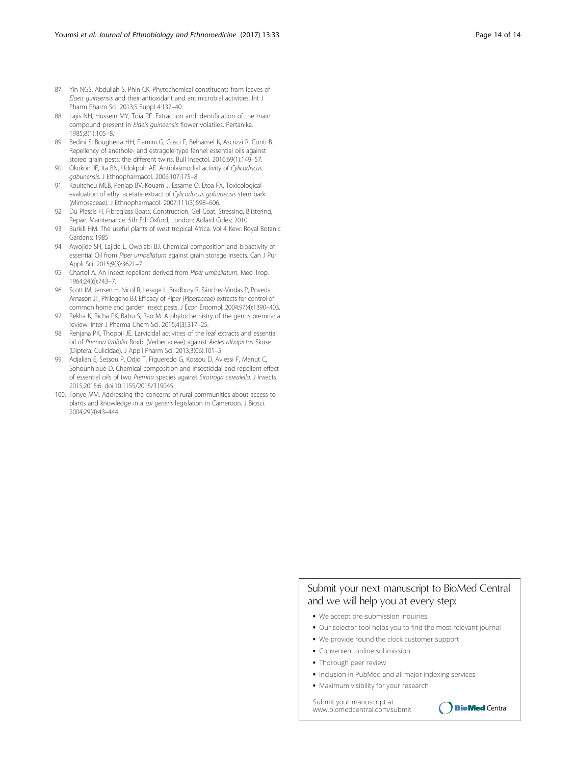87. Yin NGS, Abdullah S, Phin CK. Phytochemical constituents from leaves of *Elaeis guineensis* and their antioxidant and antimicrobial activities. Int J Pharm Pharm Sci. 2013;5 Suppl 4:137–40.
88. Lajis NH, Hussein MY, Toia RF. Extraction and Identification of the main compound present in *Elaeis guineensis* flower volatiles. Pertanika. 1985;8(1):105–8.
89. Bedini S, Bougherra HH, Flamini G, Cosci F, Belhamel K, Ascrizzi R, Conti B. Repellency of anethole- and estragole-type fennel essential oils against stored grain pests: the different twins. Bull Insectol. 2016;69(1):149–57.
90. Okokon JE, Ita BN, Udokpoh AE. Antiplasmodial activity of *Cylicodiscus gabunensis*. J Ethnopharmacol. 2006;107:175–8.
91. Kouitcheu MLB, Penlap BV, Kouam J, Essame O, Etoa FX. Toxicological evaluation of ethyl acetate extract of *Cylicodiscus gabunensis* stem bark (Mimosaceae). J Ethnopharmacol. 2007;111(3):598–606.
92. Du Plessis H. Fibreglass Boats: Construction, Gel Coat, Stressing, Blistering, Repair, Maintenance. 5th Ed. Oxford, London: Adlard Coles; 2010.
93. Burkill HM. The useful plants of west tropical Africa. Vol 4 Kew: Royal Botanic Gardens; 1985
94. Awojide SH, Lajide L, Owolabi BJ. Chemical composition and bioactivity of essential Oil from *Piper umbellatum* against grain storage insects. Can J Pur Appli Sci. 2015;9(3):3621–7.
95. Chartol A. An insect repellent derived from *Piper umbellatum*. Med Trop. 1964;24(6):743–7.
96. Scott IM, Jensen H, Nicol R, Lesage L, Bradbury R, Sánchez-Vindas P, Poveda L, Arnason JT, Philogène BJ. Efficacy of Piper (Piperaceae) extracts for control of common home and garden insect pests. J Econ Entomol. 2004;97(4):1390–403.
97. Rekha K, Richa PK, Babu S, Rao M. A phytochemistry of the genus premna: a review. Inter J Pharma Chem Sci. 2015;4(3):317–25.
98. Renjana PK, Thoppil JE. Larvicidal activities of the leaf extracts and essential oil of *Premna latifolia* Roxb. (Verbenaceae) against *Aedes albopictus* Skuse (Diptera: Culicidae). J Appli Pharm Sci. 2013;3(06):101–5.
99. Adjalian E, Sessou P, Odjo T, Figueredo G, Kossou D, Avlessi F, Menut C, Sohounhloué D. Chemical composition and insecticidal and repellent effect of essential oils of two *Premna* species against *Sitotroga cerealella*. J Insects. 2015;2015:6. doi:10.1155/2015/319045.
100. Tonye MM. Addressing the concerns of rural communities about access to plants and knowledge in a *sui generis* legislation in Cameroon. J Biosci. 2004;29(4):43–444.

Submit your next manuscript to BioMed Central and we will help you at every step:

- We accept pre-submission inquiries
- Our selector tool helps you to find the most relevant journal
- We provide round the clock customer support
- Convenient online submission
- Thorough peer review
- Inclusion in PubMed and all major indexing services
- Maximum visibility for your research

Submit your manuscript at www.biomedcentral.com/submit

BioMed Central